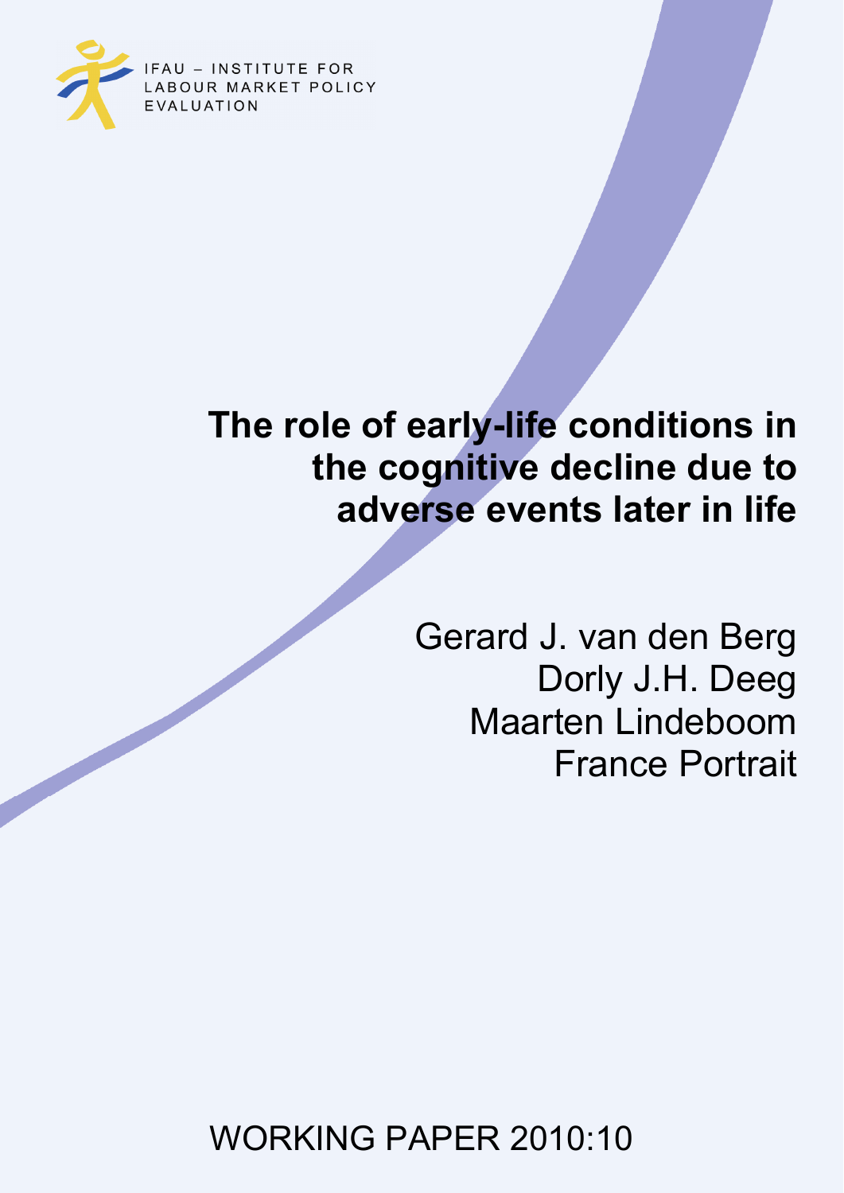IFAU – INSTITUTE FOR LABOUR MARKET POLICY EVALUATION

# The role of early-life conditions in the cognitive decline due to adverse events later in life

Gerard J. van den Berg
Dorly J.H. Deeg
Maarten Lindeboom
France Portrait

WORKING PAPER 2010:10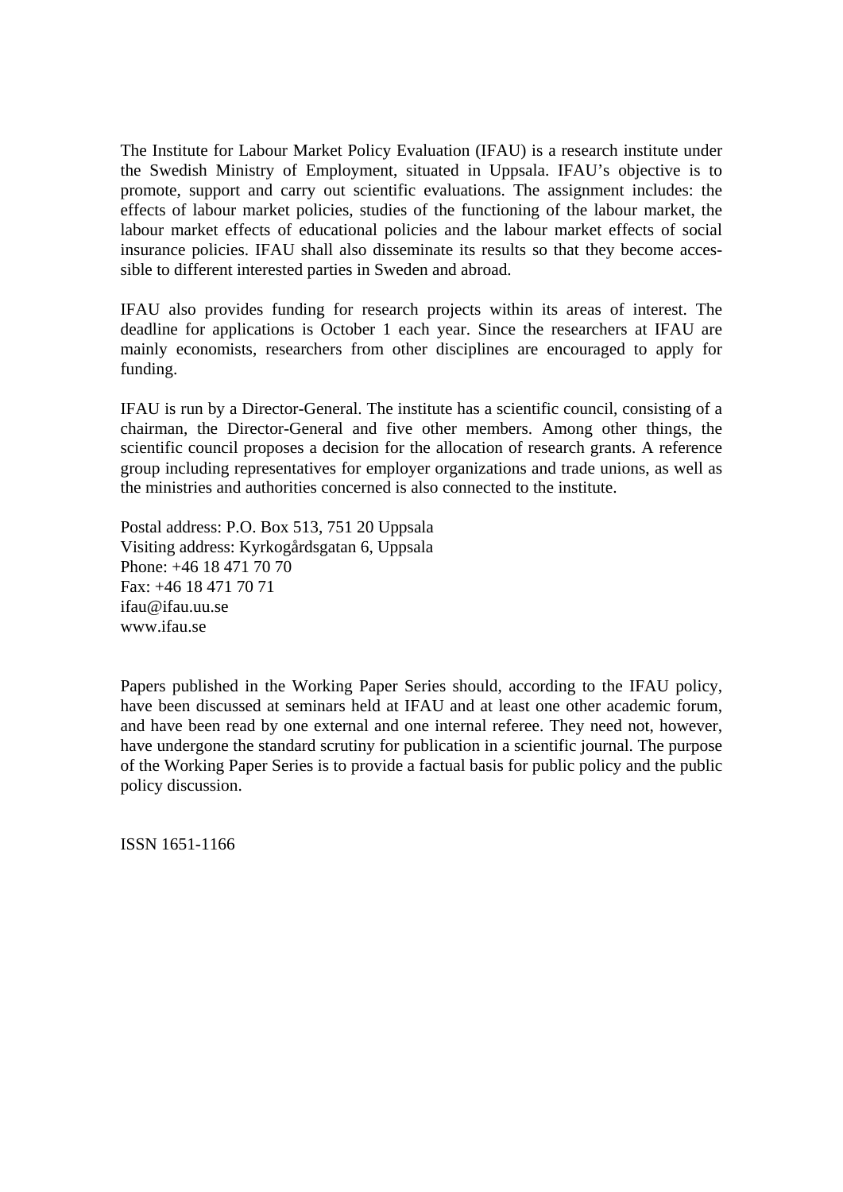The Institute for Labour Market Policy Evaluation (IFAU) is a research institute under the Swedish Ministry of Employment, situated in Uppsala. IFAU's objective is to promote, support and carry out scientific evaluations. The assignment includes: the effects of labour market policies, studies of the functioning of the labour market, the labour market effects of educational policies and the labour market effects of social insurance policies. IFAU shall also disseminate its results so that they become accessible to different interested parties in Sweden and abroad.

IFAU also provides funding for research projects within its areas of interest. The deadline for applications is October 1 each year. Since the researchers at IFAU are mainly economists, researchers from other disciplines are encouraged to apply for funding.

IFAU is run by a Director-General. The institute has a scientific council, consisting of a chairman, the Director-General and five other members. Among other things, the scientific council proposes a decision for the allocation of research grants. A reference group including representatives for employer organizations and trade unions, as well as the ministries and authorities concerned is also connected to the institute.

Postal address: P.O. Box 513, 751 20 Uppsala
Visiting address: Kyrkogårdsgatan 6, Uppsala
Phone: +46 18 471 70 70
Fax: +46 18 471 70 71
ifau@ifau.uu.se
www.ifau.se

Papers published in the Working Paper Series should, according to the IFAU policy, have been discussed at seminars held at IFAU and at least one other academic forum, and have been read by one external and one internal referee. They need not, however, have undergone the standard scrutiny for publication in a scientific journal. The purpose of the Working Paper Series is to provide a factual basis for public policy and the public policy discussion.

ISSN 1651-1166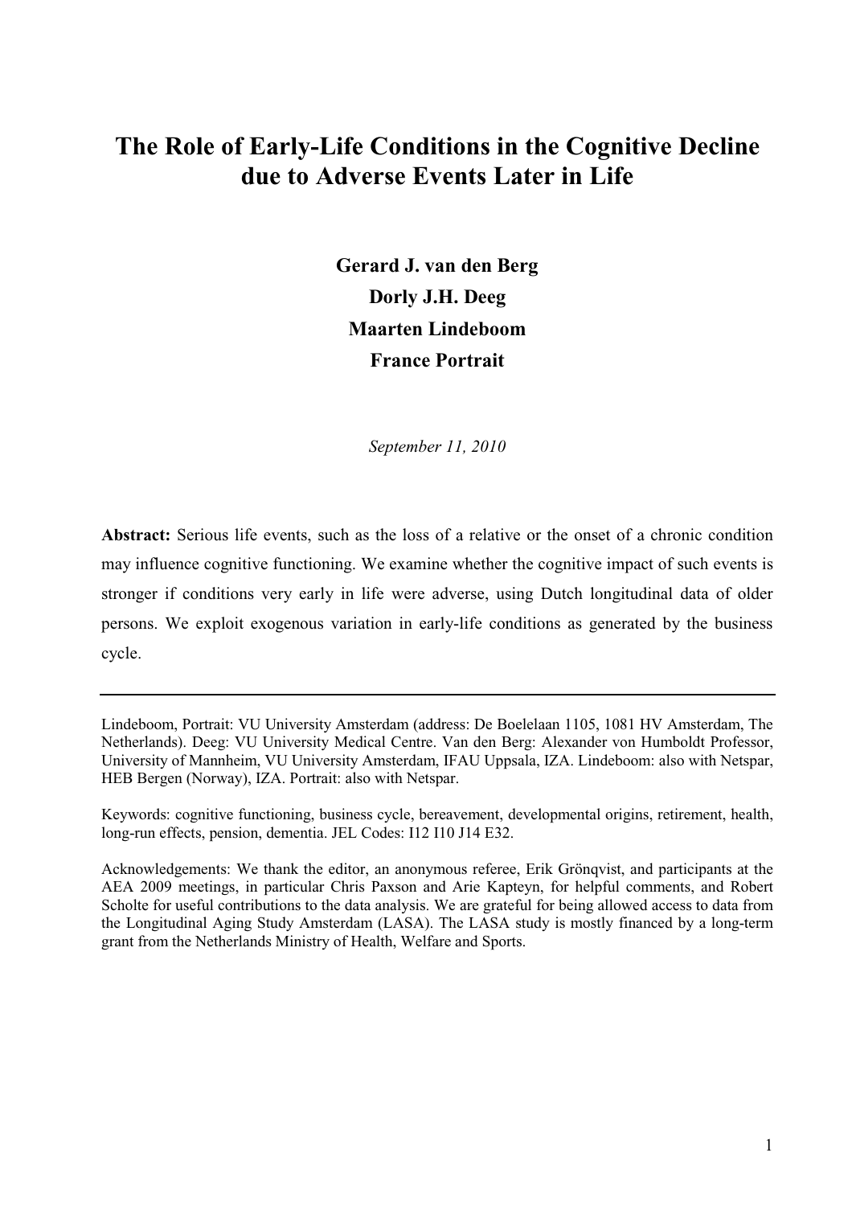# The Role of Early-Life Conditions in the Cognitive Decline due to Adverse Events Later in Life

**Gerard J. van den Berg**

**Dorly J.H. Deeg**

**Maarten Lindeboom**

**France Portrait**

*September 11, 2010*

**Abstract:** Serious life events, such as the loss of a relative or the onset of a chronic condition may influence cognitive functioning. We examine whether the cognitive impact of such events is stronger if conditions very early in life were adverse, using Dutch longitudinal data of older persons. We exploit exogenous variation in early-life conditions as generated by the business cycle.

---

Lindeboom, Portrait: VU University Amsterdam (address: De Boelelaan 1105, 1081 HV Amsterdam, The Netherlands). Deeg: VU University Medical Centre. Van den Berg: Alexander von Humboldt Professor, University of Mannheim, VU University Amsterdam, IFAU Uppsala, IZA. Lindeboom: also with Netspar, HEB Bergen (Norway), IZA. Portrait: also with Netspar.

Keywords: cognitive functioning, business cycle, bereavement, developmental origins, retirement, health, long-run effects, pension, dementia. JEL Codes: I12 I10 J14 E32.

Acknowledgements: We thank the editor, an anonymous referee, Erik Grönqvist, and participants at the AEA 2009 meetings, in particular Chris Paxson and Arie Kapteyn, for helpful comments, and Robert Scholte for useful contributions to the data analysis. We are grateful for being allowed access to data from the Longitudinal Aging Study Amsterdam (LASA). The LASA study is mostly financed by a long-term grant from the Netherlands Ministry of Health, Welfare and Sports.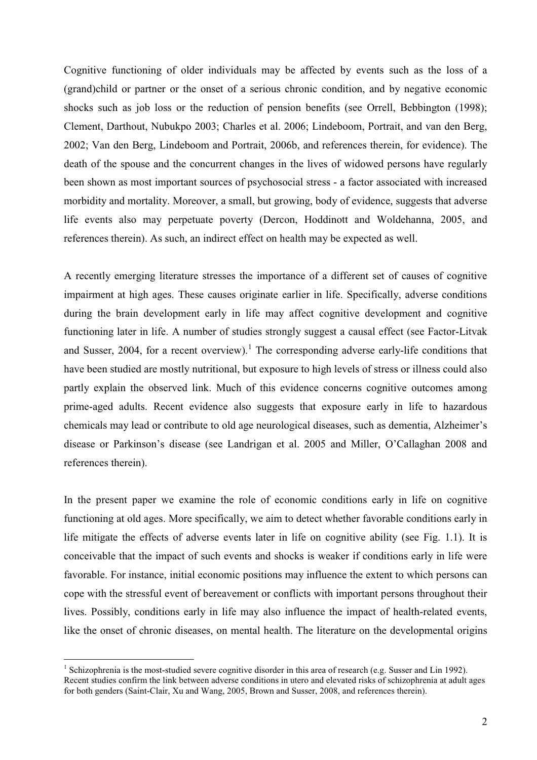Cognitive functioning of older individuals may be affected by events such as the loss of a (grand)child or partner or the onset of a serious chronic condition, and by negative economic shocks such as job loss or the reduction of pension benefits (see Orrell, Bebbington (1998); Clement, Darthout, Nubukpo 2003; Charles et al. 2006; Lindeboom, Portrait, and van den Berg, 2002; Van den Berg, Lindeboom and Portrait, 2006b, and references therein, for evidence). The death of the spouse and the concurrent changes in the lives of widowed persons have regularly been shown as most important sources of psychosocial stress - a factor associated with increased morbidity and mortality. Moreover, a small, but growing, body of evidence, suggests that adverse life events also may perpetuate poverty (Dercon, Hoddinott and Woldehanna, 2005, and references therein). As such, an indirect effect on health may be expected as well.

A recently emerging literature stresses the importance of a different set of causes of cognitive impairment at high ages. These causes originate earlier in life. Specifically, adverse conditions during the brain development early in life may affect cognitive development and cognitive functioning later in life. A number of studies strongly suggest a causal effect (see Factor-Litvak and Susser, 2004, for a recent overview).[1] The corresponding adverse early-life conditions that have been studied are mostly nutritional, but exposure to high levels of stress or illness could also partly explain the observed link. Much of this evidence concerns cognitive outcomes among prime-aged adults. Recent evidence also suggests that exposure early in life to hazardous chemicals may lead or contribute to old age neurological diseases, such as dementia, Alzheimer's disease or Parkinson's disease (see Landrigan et al. 2005 and Miller, O'Callaghan 2008 and references therein).

In the present paper we examine the role of economic conditions early in life on cognitive functioning at old ages. More specifically, we aim to detect whether favorable conditions early in life mitigate the effects of adverse events later in life on cognitive ability (see Fig. 1.1). It is conceivable that the impact of such events and shocks is weaker if conditions early in life were favorable. For instance, initial economic positions may influence the extent to which persons can cope with the stressful event of bereavement or conflicts with important persons throughout their lives. Possibly, conditions early in life may also influence the impact of health-related events, like the onset of chronic diseases, on mental health. The literature on the developmental origins

[1] Schizophrenia is the most-studied severe cognitive disorder in this area of research (e.g. Susser and Lin 1992). Recent studies confirm the link between adverse conditions in utero and elevated risks of schizophrenia at adult ages for both genders (Saint-Clair, Xu and Wang, 2005, Brown and Susser, 2008, and references therein).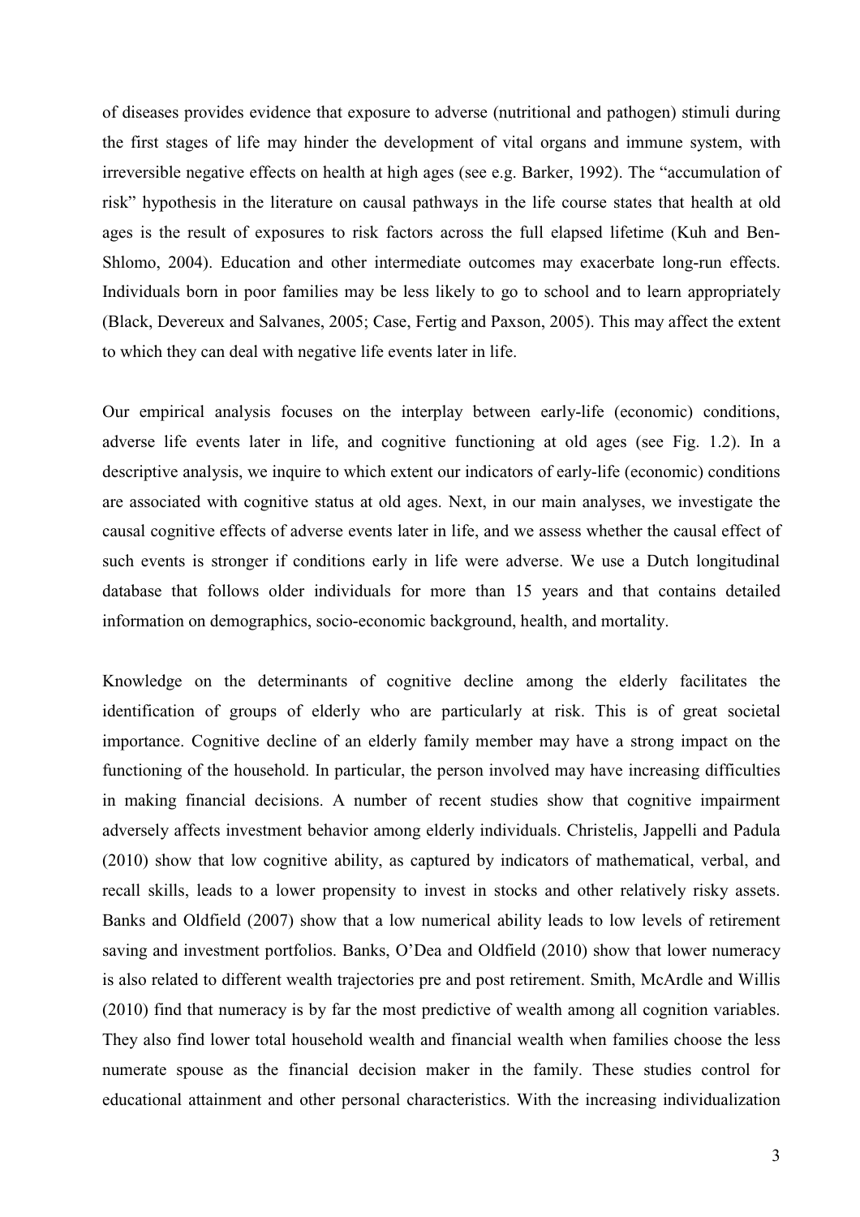of diseases provides evidence that exposure to adverse (nutritional and pathogen) stimuli during the first stages of life may hinder the development of vital organs and immune system, with irreversible negative effects on health at high ages (see e.g. Barker, 1992). The "accumulation of risk" hypothesis in the literature on causal pathways in the life course states that health at old ages is the result of exposures to risk factors across the full elapsed lifetime (Kuh and Ben-Shlomo, 2004). Education and other intermediate outcomes may exacerbate long-run effects. Individuals born in poor families may be less likely to go to school and to learn appropriately (Black, Devereux and Salvanes, 2005; Case, Fertig and Paxson, 2005). This may affect the extent to which they can deal with negative life events later in life.

Our empirical analysis focuses on the interplay between early-life (economic) conditions, adverse life events later in life, and cognitive functioning at old ages (see Fig. 1.2). In a descriptive analysis, we inquire to which extent our indicators of early-life (economic) conditions are associated with cognitive status at old ages. Next, in our main analyses, we investigate the causal cognitive effects of adverse events later in life, and we assess whether the causal effect of such events is stronger if conditions early in life were adverse. We use a Dutch longitudinal database that follows older individuals for more than 15 years and that contains detailed information on demographics, socio-economic background, health, and mortality.

Knowledge on the determinants of cognitive decline among the elderly facilitates the identification of groups of elderly who are particularly at risk. This is of great societal importance. Cognitive decline of an elderly family member may have a strong impact on the functioning of the household. In particular, the person involved may have increasing difficulties in making financial decisions. A number of recent studies show that cognitive impairment adversely affects investment behavior among elderly individuals. Christelis, Jappelli and Padula (2010) show that low cognitive ability, as captured by indicators of mathematical, verbal, and recall skills, leads to a lower propensity to invest in stocks and other relatively risky assets. Banks and Oldfield (2007) show that a low numerical ability leads to low levels of retirement saving and investment portfolios. Banks, O'Dea and Oldfield (2010) show that lower numeracy is also related to different wealth trajectories pre and post retirement. Smith, McArdle and Willis (2010) find that numeracy is by far the most predictive of wealth among all cognition variables. They also find lower total household wealth and financial wealth when families choose the less numerate spouse as the financial decision maker in the family. These studies control for educational attainment and other personal characteristics. With the increasing individualization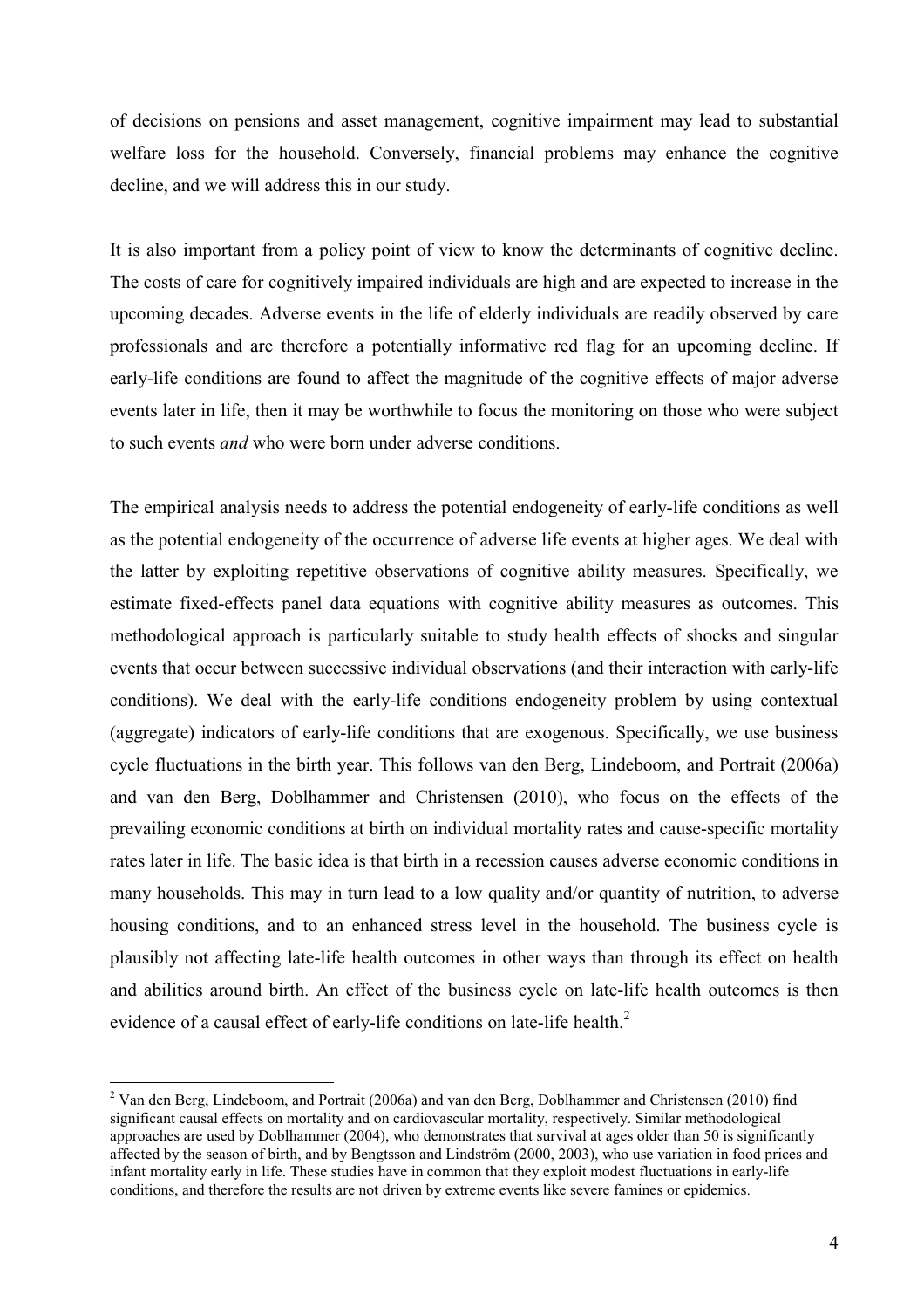of decisions on pensions and asset management, cognitive impairment may lead to substantial welfare loss for the household. Conversely, financial problems may enhance the cognitive decline, and we will address this in our study.

It is also important from a policy point of view to know the determinants of cognitive decline. The costs of care for cognitively impaired individuals are high and are expected to increase in the upcoming decades. Adverse events in the life of elderly individuals are readily observed by care professionals and are therefore a potentially informative red flag for an upcoming decline. If early-life conditions are found to affect the magnitude of the cognitive effects of major adverse events later in life, then it may be worthwhile to focus the monitoring on those who were subject to such events *and* who were born under adverse conditions.

The empirical analysis needs to address the potential endogeneity of early-life conditions as well as the potential endogeneity of the occurrence of adverse life events at higher ages. We deal with the latter by exploiting repetitive observations of cognitive ability measures. Specifically, we estimate fixed-effects panel data equations with cognitive ability measures as outcomes. This methodological approach is particularly suitable to study health effects of shocks and singular events that occur between successive individual observations (and their interaction with early-life conditions). We deal with the early-life conditions endogeneity problem by using contextual (aggregate) indicators of early-life conditions that are exogenous. Specifically, we use business cycle fluctuations in the birth year. This follows van den Berg, Lindeboom, and Portrait (2006a) and van den Berg, Doblhammer and Christensen (2010), who focus on the effects of the prevailing economic conditions at birth on individual mortality rates and cause-specific mortality rates later in life. The basic idea is that birth in a recession causes adverse economic conditions in many households. This may in turn lead to a low quality and/or quantity of nutrition, to adverse housing conditions, and to an enhanced stress level in the household. The business cycle is plausibly not affecting late-life health outcomes in other ways than through its effect on health and abilities around birth. An effect of the business cycle on late-life health outcomes is then evidence of a causal effect of early-life conditions on late-life health.[2]

[2] Van den Berg, Lindeboom, and Portrait (2006a) and van den Berg, Doblhammer and Christensen (2010) find significant causal effects on mortality and on cardiovascular mortality, respectively. Similar methodological approaches are used by Doblhammer (2004), who demonstrates that survival at ages older than 50 is significantly affected by the season of birth, and by Bengtsson and Lindström (2000, 2003), who use variation in food prices and infant mortality early in life. These studies have in common that they exploit modest fluctuations in early-life conditions, and therefore the results are not driven by extreme events like severe famines or epidemics.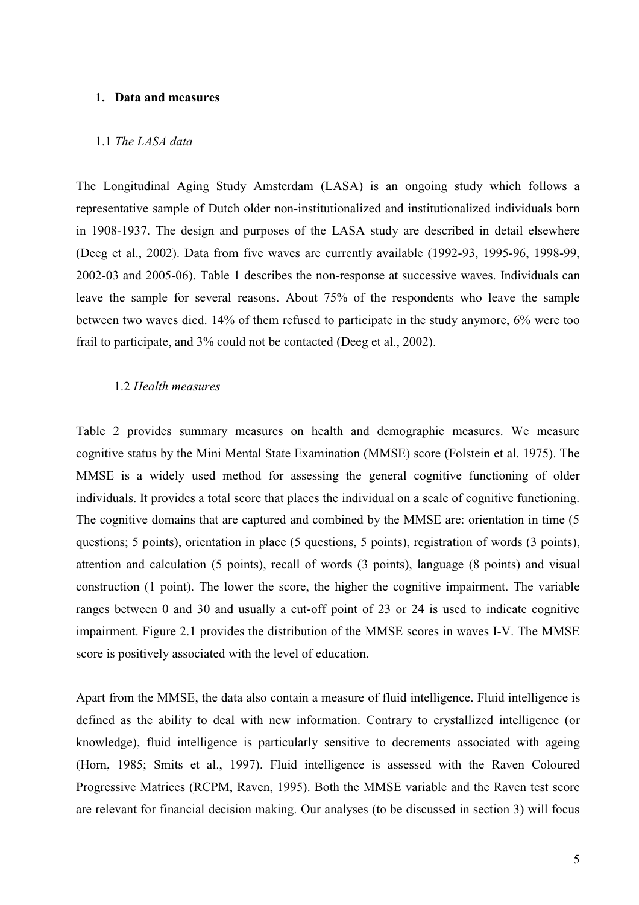## 1. Data and measures

### 1.1 *The LASA data*

The Longitudinal Aging Study Amsterdam (LASA) is an ongoing study which follows a representative sample of Dutch older non-institutionalized and institutionalized individuals born in 1908-1937. The design and purposes of the LASA study are described in detail elsewhere (Deeg et al., 2002). Data from five waves are currently available (1992-93, 1995-96, 1998-99, 2002-03 and 2005-06). Table 1 describes the non-response at successive waves. Individuals can leave the sample for several reasons. About 75% of the respondents who leave the sample between two waves died. 14% of them refused to participate in the study anymore, 6% were too frail to participate, and 3% could not be contacted (Deeg et al., 2002).

### 1.2 *Health measures*

Table 2 provides summary measures on health and demographic measures. We measure cognitive status by the Mini Mental State Examination (MMSE) score (Folstein et al. 1975). The MMSE is a widely used method for assessing the general cognitive functioning of older individuals. It provides a total score that places the individual on a scale of cognitive functioning. The cognitive domains that are captured and combined by the MMSE are: orientation in time (5 questions; 5 points), orientation in place (5 questions, 5 points), registration of words (3 points), attention and calculation (5 points), recall of words (3 points), language (8 points) and visual construction (1 point). The lower the score, the higher the cognitive impairment. The variable ranges between 0 and 30 and usually a cut-off point of 23 or 24 is used to indicate cognitive impairment. Figure 2.1 provides the distribution of the MMSE scores in waves I-V. The MMSE score is positively associated with the level of education.

Apart from the MMSE, the data also contain a measure of fluid intelligence. Fluid intelligence is defined as the ability to deal with new information. Contrary to crystallized intelligence (or knowledge), fluid intelligence is particularly sensitive to decrements associated with ageing (Horn, 1985; Smits et al., 1997). Fluid intelligence is assessed with the Raven Coloured Progressive Matrices (RCPM, Raven, 1995). Both the MMSE variable and the Raven test score are relevant for financial decision making. Our analyses (to be discussed in section 3) will focus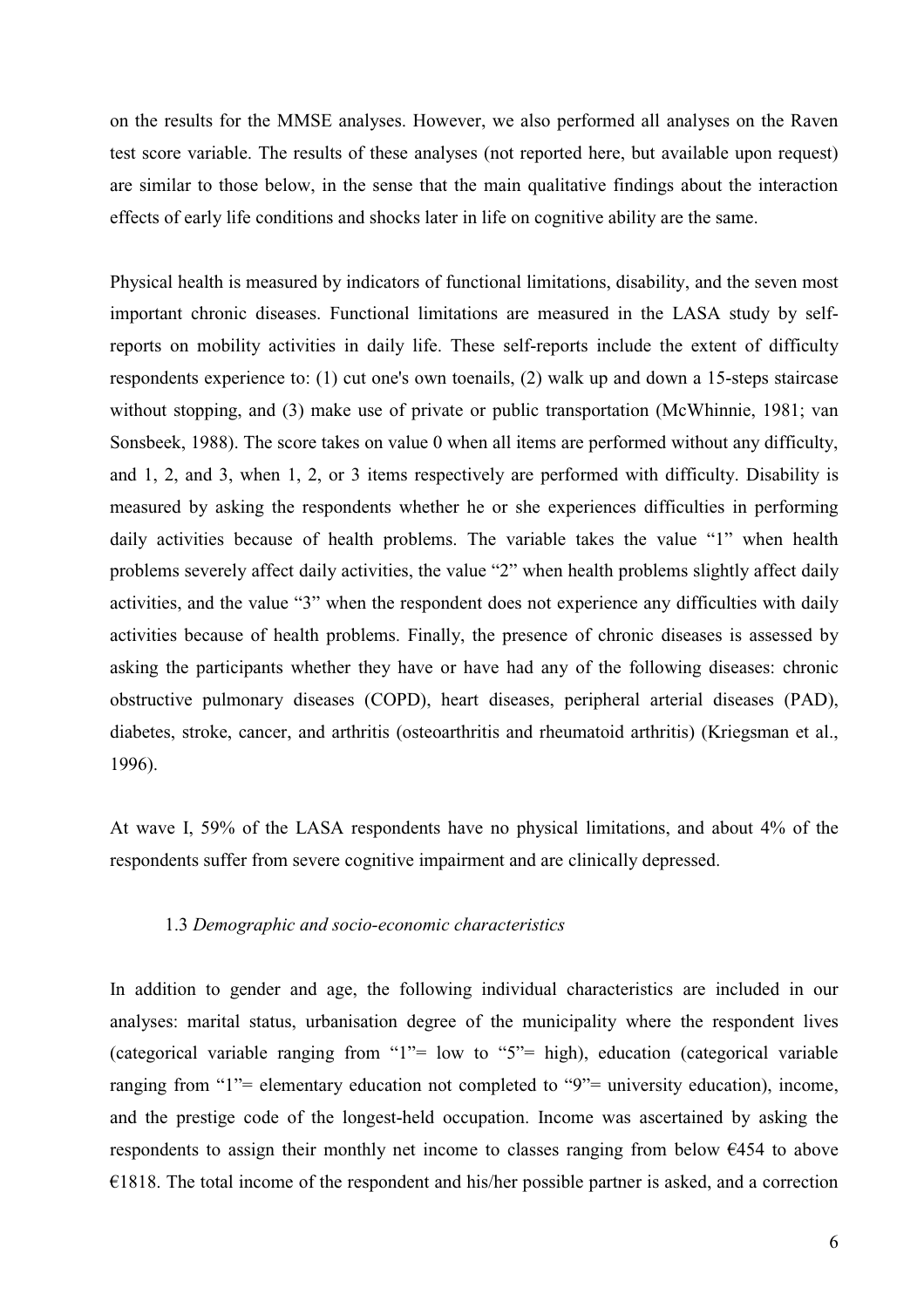on the results for the MMSE analyses. However, we also performed all analyses on the Raven test score variable. The results of these analyses (not reported here, but available upon request) are similar to those below, in the sense that the main qualitative findings about the interaction effects of early life conditions and shocks later in life on cognitive ability are the same.

Physical health is measured by indicators of functional limitations, disability, and the seven most important chronic diseases. Functional limitations are measured in the LASA study by self-reports on mobility activities in daily life. These self-reports include the extent of difficulty respondents experience to: (1) cut one's own toenails, (2) walk up and down a 15-steps staircase without stopping, and (3) make use of private or public transportation (McWhinnie, 1981; van Sonsbeek, 1988). The score takes on value 0 when all items are performed without any difficulty, and 1, 2, and 3, when 1, 2, or 3 items respectively are performed with difficulty. Disability is measured by asking the respondents whether he or she experiences difficulties in performing daily activities because of health problems. The variable takes the value "1" when health problems severely affect daily activities, the value "2" when health problems slightly affect daily activities, and the value "3" when the respondent does not experience any difficulties with daily activities because of health problems. Finally, the presence of chronic diseases is assessed by asking the participants whether they have or have had any of the following diseases: chronic obstructive pulmonary diseases (COPD), heart diseases, peripheral arterial diseases (PAD), diabetes, stroke, cancer, and arthritis (osteoarthritis and rheumatoid arthritis) (Kriegsman et al., 1996).

At wave I, 59% of the LASA respondents have no physical limitations, and about 4% of the respondents suffer from severe cognitive impairment and are clinically depressed.

### 1.3 *Demographic and socio-economic characteristics*

In addition to gender and age, the following individual characteristics are included in our analyses: marital status, urbanisation degree of the municipality where the respondent lives (categorical variable ranging from "1"= low to "5"= high), education (categorical variable ranging from "1"= elementary education not completed to "9"= university education), income, and the prestige code of the longest-held occupation. Income was ascertained by asking the respondents to assign their monthly net income to classes ranging from below €454 to above €1818. The total income of the respondent and his/her possible partner is asked, and a correction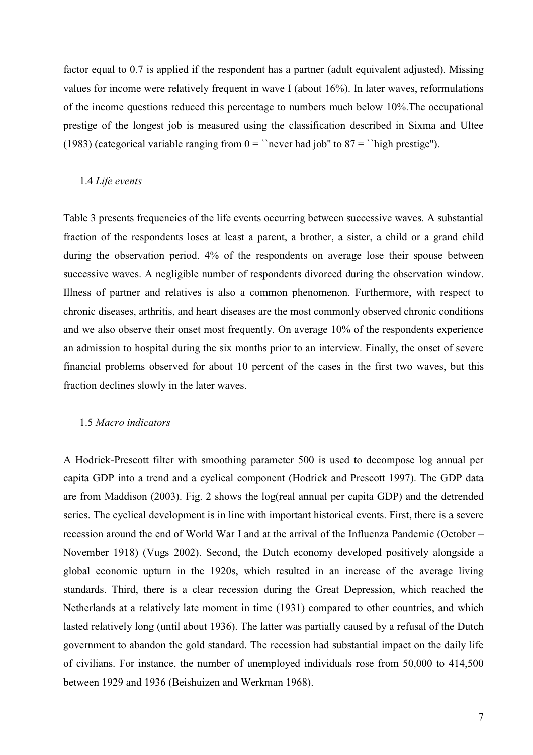factor equal to 0.7 is applied if the respondent has a partner (adult equivalent adjusted). Missing values for income were relatively frequent in wave I (about 16%). In later waves, reformulations of the income questions reduced this percentage to numbers much below 10%.The occupational prestige of the longest job is measured using the classification described in Sixma and Ultee (1983) (categorical variable ranging from 0 = ``never had job'' to 87 = ``high prestige'').

### 1.4 *Life events*

Table 3 presents frequencies of the life events occurring between successive waves. A substantial fraction of the respondents loses at least a parent, a brother, a sister, a child or a grand child during the observation period. 4% of the respondents on average lose their spouse between successive waves. A negligible number of respondents divorced during the observation window. Illness of partner and relatives is also a common phenomenon. Furthermore, with respect to chronic diseases, arthritis, and heart diseases are the most commonly observed chronic conditions and we also observe their onset most frequently. On average 10% of the respondents experience an admission to hospital during the six months prior to an interview. Finally, the onset of severe financial problems observed for about 10 percent of the cases in the first two waves, but this fraction declines slowly in the later waves.

### 1.5 *Macro indicators*

A Hodrick-Prescott filter with smoothing parameter 500 is used to decompose log annual per capita GDP into a trend and a cyclical component (Hodrick and Prescott 1997). The GDP data are from Maddison (2003). Fig. 2 shows the log(real annual per capita GDP) and the detrended series. The cyclical development is in line with important historical events. First, there is a severe recession around the end of World War I and at the arrival of the Influenza Pandemic (October – November 1918) (Vugs 2002). Second, the Dutch economy developed positively alongside a global economic upturn in the 1920s, which resulted in an increase of the average living standards. Third, there is a clear recession during the Great Depression, which reached the Netherlands at a relatively late moment in time (1931) compared to other countries, and which lasted relatively long (until about 1936). The latter was partially caused by a refusal of the Dutch government to abandon the gold standard. The recession had substantial impact on the daily life of civilians. For instance, the number of unemployed individuals rose from 50,000 to 414,500 between 1929 and 1936 (Beishuizen and Werkman 1968).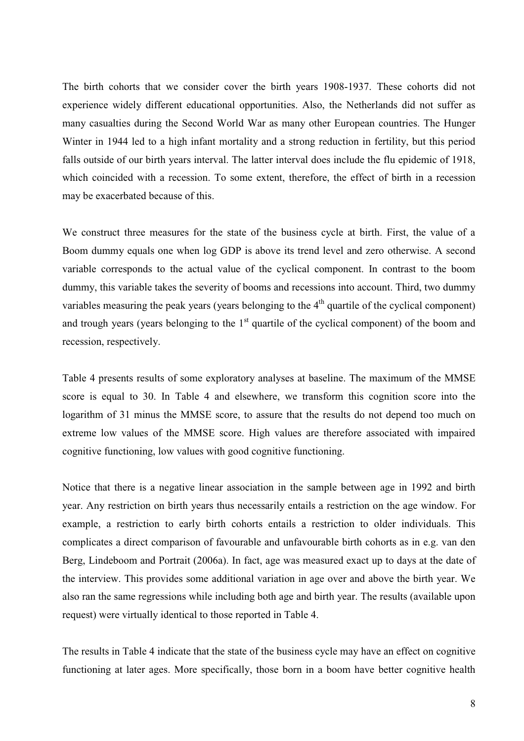The birth cohorts that we consider cover the birth years 1908-1937. These cohorts did not experience widely different educational opportunities. Also, the Netherlands did not suffer as many casualties during the Second World War as many other European countries. The Hunger Winter in 1944 led to a high infant mortality and a strong reduction in fertility, but this period falls outside of our birth years interval. The latter interval does include the flu epidemic of 1918, which coincided with a recession. To some extent, therefore, the effect of birth in a recession may be exacerbated because of this.

We construct three measures for the state of the business cycle at birth. First, the value of a Boom dummy equals one when log GDP is above its trend level and zero otherwise. A second variable corresponds to the actual value of the cyclical component. In contrast to the boom dummy, this variable takes the severity of booms and recessions into account. Third, two dummy variables measuring the peak years (years belonging to the 4$^{th}$ quartile of the cyclical component) and trough years (years belonging to the 1$^{st}$ quartile of the cyclical component) of the boom and recession, respectively.

Table 4 presents results of some exploratory analyses at baseline. The maximum of the MMSE score is equal to 30. In Table 4 and elsewhere, we transform this cognition score into the logarithm of 31 minus the MMSE score, to assure that the results do not depend too much on extreme low values of the MMSE score. High values are therefore associated with impaired cognitive functioning, low values with good cognitive functioning.

Notice that there is a negative linear association in the sample between age in 1992 and birth year. Any restriction on birth years thus necessarily entails a restriction on the age window. For example, a restriction to early birth cohorts entails a restriction to older individuals. This complicates a direct comparison of favourable and unfavourable birth cohorts as in e.g. van den Berg, Lindeboom and Portrait (2006a). In fact, age was measured exact up to days at the date of the interview. This provides some additional variation in age over and above the birth year. We also ran the same regressions while including both age and birth year. The results (available upon request) were virtually identical to those reported in Table 4.

The results in Table 4 indicate that the state of the business cycle may have an effect on cognitive functioning at later ages. More specifically, those born in a boom have better cognitive health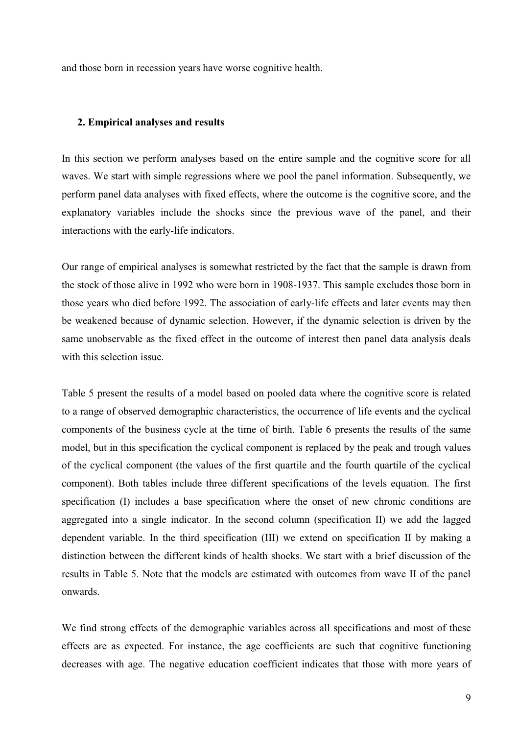and those born in recession years have worse cognitive health.

## 2. Empirical analyses and results

In this section we perform analyses based on the entire sample and the cognitive score for all waves. We start with simple regressions where we pool the panel information. Subsequently, we perform panel data analyses with fixed effects, where the outcome is the cognitive score, and the explanatory variables include the shocks since the previous wave of the panel, and their interactions with the early-life indicators.

Our range of empirical analyses is somewhat restricted by the fact that the sample is drawn from the stock of those alive in 1992 who were born in 1908-1937. This sample excludes those born in those years who died before 1992. The association of early-life effects and later events may then be weakened because of dynamic selection. However, if the dynamic selection is driven by the same unobservable as the fixed effect in the outcome of interest then panel data analysis deals with this selection issue.

Table 5 present the results of a model based on pooled data where the cognitive score is related to a range of observed demographic characteristics, the occurrence of life events and the cyclical components of the business cycle at the time of birth. Table 6 presents the results of the same model, but in this specification the cyclical component is replaced by the peak and trough values of the cyclical component (the values of the first quartile and the fourth quartile of the cyclical component). Both tables include three different specifications of the levels equation. The first specification (I) includes a base specification where the onset of new chronic conditions are aggregated into a single indicator. In the second column (specification II) we add the lagged dependent variable. In the third specification (III) we extend on specification II by making a distinction between the different kinds of health shocks. We start with a brief discussion of the results in Table 5. Note that the models are estimated with outcomes from wave II of the panel onwards.

We find strong effects of the demographic variables across all specifications and most of these effects are as expected. For instance, the age coefficients are such that cognitive functioning decreases with age. The negative education coefficient indicates that those with more years of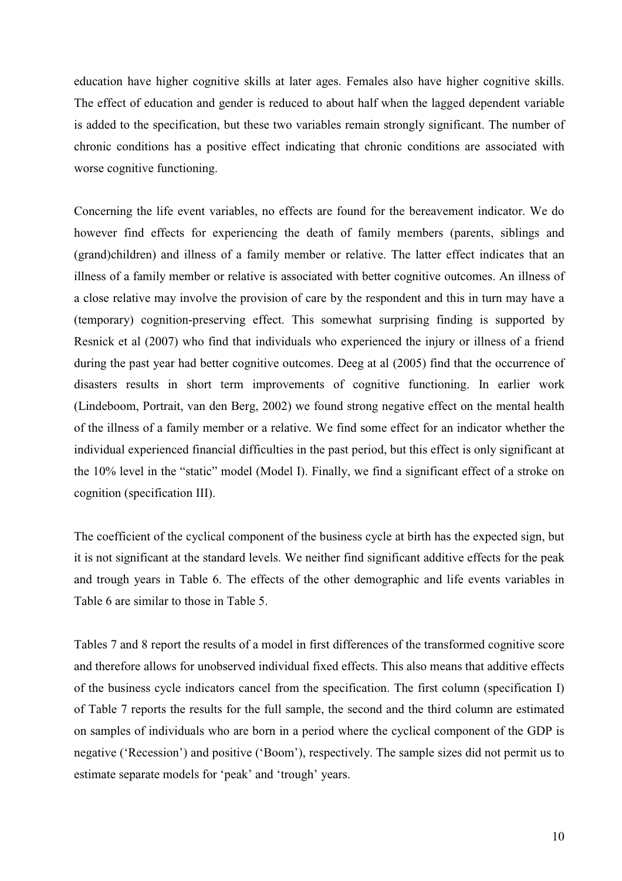education have higher cognitive skills at later ages. Females also have higher cognitive skills. The effect of education and gender is reduced to about half when the lagged dependent variable is added to the specification, but these two variables remain strongly significant. The number of chronic conditions has a positive effect indicating that chronic conditions are associated with worse cognitive functioning.

Concerning the life event variables, no effects are found for the bereavement indicator. We do however find effects for experiencing the death of family members (parents, siblings and (grand)children) and illness of a family member or relative. The latter effect indicates that an illness of a family member or relative is associated with better cognitive outcomes. An illness of a close relative may involve the provision of care by the respondent and this in turn may have a (temporary) cognition-preserving effect. This somewhat surprising finding is supported by Resnick et al (2007) who find that individuals who experienced the injury or illness of a friend during the past year had better cognitive outcomes. Deeg at al (2005) find that the occurrence of disasters results in short term improvements of cognitive functioning. In earlier work (Lindeboom, Portrait, van den Berg, 2002) we found strong negative effect on the mental health of the illness of a family member or a relative. We find some effect for an indicator whether the individual experienced financial difficulties in the past period, but this effect is only significant at the 10% level in the "static" model (Model I). Finally, we find a significant effect of a stroke on cognition (specification III).

The coefficient of the cyclical component of the business cycle at birth has the expected sign, but it is not significant at the standard levels. We neither find significant additive effects for the peak and trough years in Table 6. The effects of the other demographic and life events variables in Table 6 are similar to those in Table 5.

Tables 7 and 8 report the results of a model in first differences of the transformed cognitive score and therefore allows for unobserved individual fixed effects. This also means that additive effects of the business cycle indicators cancel from the specification. The first column (specification I) of Table 7 reports the results for the full sample, the second and the third column are estimated on samples of individuals who are born in a period where the cyclical component of the GDP is negative ('Recession') and positive ('Boom'), respectively. The sample sizes did not permit us to estimate separate models for 'peak' and 'trough' years.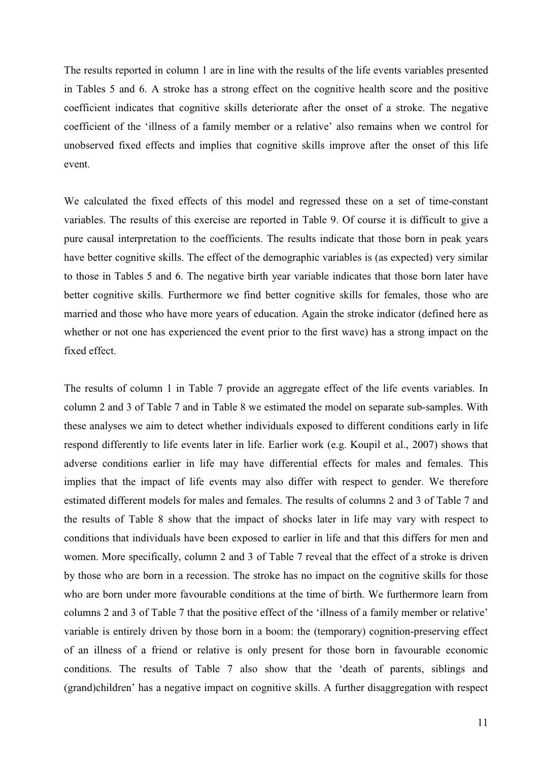The results reported in column 1 are in line with the results of the life events variables presented in Tables 5 and 6. A stroke has a strong effect on the cognitive health score and the positive coefficient indicates that cognitive skills deteriorate after the onset of a stroke. The negative coefficient of the 'illness of a family member or a relative' also remains when we control for unobserved fixed effects and implies that cognitive skills improve after the onset of this life event.

We calculated the fixed effects of this model and regressed these on a set of time-constant variables. The results of this exercise are reported in Table 9. Of course it is difficult to give a pure causal interpretation to the coefficients. The results indicate that those born in peak years have better cognitive skills. The effect of the demographic variables is (as expected) very similar to those in Tables 5 and 6. The negative birth year variable indicates that those born later have better cognitive skills. Furthermore we find better cognitive skills for females, those who are married and those who have more years of education. Again the stroke indicator (defined here as whether or not one has experienced the event prior to the first wave) has a strong impact on the fixed effect.

The results of column 1 in Table 7 provide an aggregate effect of the life events variables. In column 2 and 3 of Table 7 and in Table 8 we estimated the model on separate sub-samples. With these analyses we aim to detect whether individuals exposed to different conditions early in life respond differently to life events later in life. Earlier work (e.g. Koupil et al., 2007) shows that adverse conditions earlier in life may have differential effects for males and females. This implies that the impact of life events may also differ with respect to gender. We therefore estimated different models for males and females. The results of columns 2 and 3 of Table 7 and the results of Table 8 show that the impact of shocks later in life may vary with respect to conditions that individuals have been exposed to earlier in life and that this differs for men and women. More specifically, column 2 and 3 of Table 7 reveal that the effect of a stroke is driven by those who are born in a recession. The stroke has no impact on the cognitive skills for those who are born under more favourable conditions at the time of birth. We furthermore learn from columns 2 and 3 of Table 7 that the positive effect of the 'illness of a family member or relative' variable is entirely driven by those born in a boom: the (temporary) cognition-preserving effect of an illness of a friend or relative is only present for those born in favourable economic conditions. The results of Table 7 also show that the 'death of parents, siblings and (grand)children' has a negative impact on cognitive skills. A further disaggregation with respect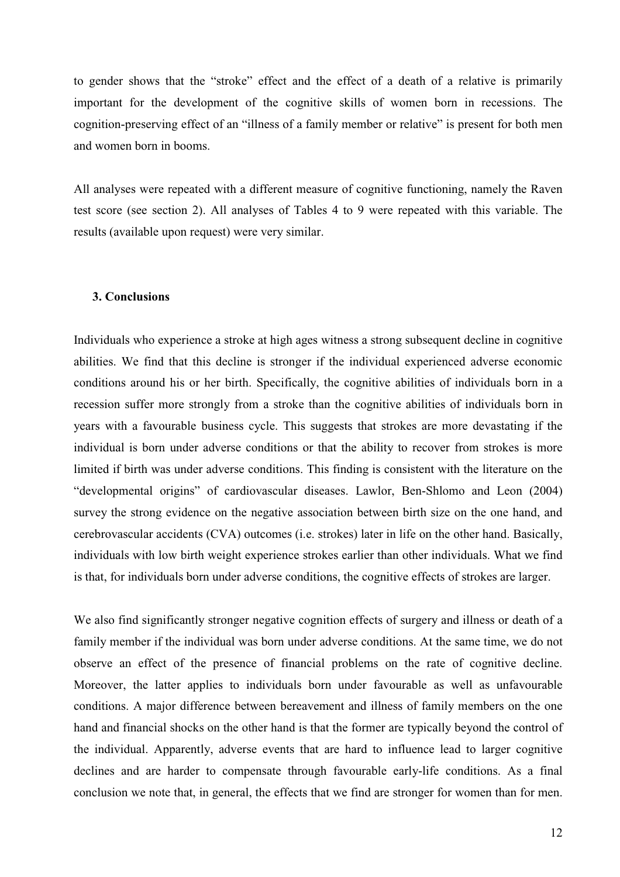to gender shows that the "stroke" effect and the effect of a death of a relative is primarily important for the development of the cognitive skills of women born in recessions. The cognition-preserving effect of an "illness of a family member or relative" is present for both men and women born in booms.

All analyses were repeated with a different measure of cognitive functioning, namely the Raven test score (see section 2). All analyses of Tables 4 to 9 were repeated with this variable. The results (available upon request) were very similar.

## 3. Conclusions

Individuals who experience a stroke at high ages witness a strong subsequent decline in cognitive abilities. We find that this decline is stronger if the individual experienced adverse economic conditions around his or her birth. Specifically, the cognitive abilities of individuals born in a recession suffer more strongly from a stroke than the cognitive abilities of individuals born in years with a favourable business cycle. This suggests that strokes are more devastating if the individual is born under adverse conditions or that the ability to recover from strokes is more limited if birth was under adverse conditions. This finding is consistent with the literature on the "developmental origins" of cardiovascular diseases. Lawlor, Ben-Shlomo and Leon (2004) survey the strong evidence on the negative association between birth size on the one hand, and cerebrovascular accidents (CVA) outcomes (i.e. strokes) later in life on the other hand. Basically, individuals with low birth weight experience strokes earlier than other individuals. What we find is that, for individuals born under adverse conditions, the cognitive effects of strokes are larger.

We also find significantly stronger negative cognition effects of surgery and illness or death of a family member if the individual was born under adverse conditions. At the same time, we do not observe an effect of the presence of financial problems on the rate of cognitive decline. Moreover, the latter applies to individuals born under favourable as well as unfavourable conditions. A major difference between bereavement and illness of family members on the one hand and financial shocks on the other hand is that the former are typically beyond the control of the individual. Apparently, adverse events that are hard to influence lead to larger cognitive declines and are harder to compensate through favourable early-life conditions. As a final conclusion we note that, in general, the effects that we find are stronger for women than for men.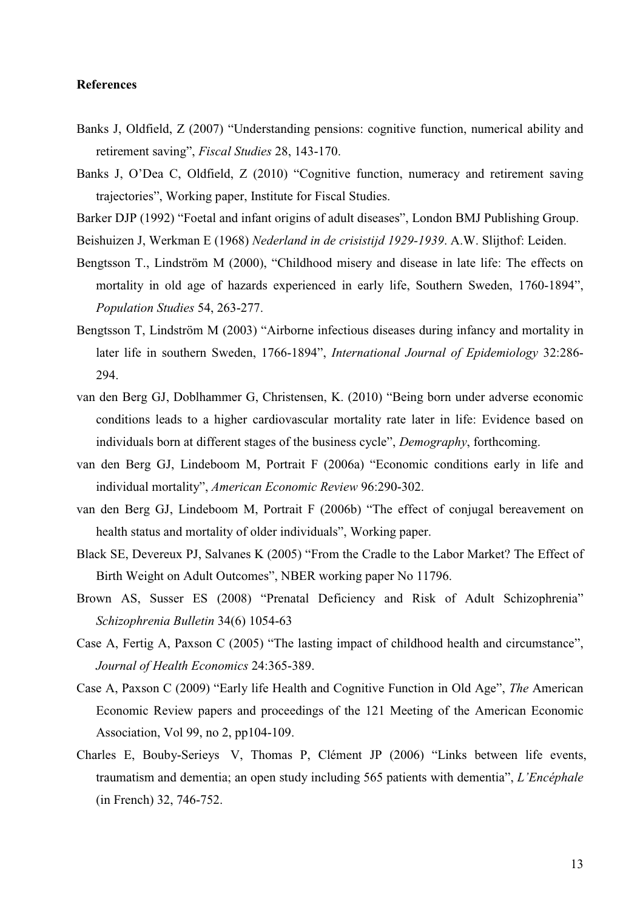**References**

Banks J, Oldfield, Z (2007) "Understanding pensions: cognitive function, numerical ability and retirement saving", *Fiscal Studies* 28, 143-170.

Banks J, O'Dea C, Oldfield, Z (2010) "Cognitive function, numeracy and retirement saving trajectories", Working paper, Institute for Fiscal Studies.

Barker DJP (1992) "Foetal and infant origins of adult diseases", London BMJ Publishing Group.

Beishuizen J, Werkman E (1968) *Nederland in de crisistijd 1929-1939*. A.W. Slijthof: Leiden.

Bengtsson T., Lindström M (2000), "Childhood misery and disease in late life: The effects on mortality in old age of hazards experienced in early life, Southern Sweden, 1760-1894", *Population Studies* 54, 263-277.

Bengtsson T, Lindström M (2003) "Airborne infectious diseases during infancy and mortality in later life in southern Sweden, 1766-1894", *International Journal of Epidemiology* 32:286-294.

van den Berg GJ, Doblhammer G, Christensen, K. (2010) "Being born under adverse economic conditions leads to a higher cardiovascular mortality rate later in life: Evidence based on individuals born at different stages of the business cycle", *Demography*, forthcoming.

van den Berg GJ, Lindeboom M, Portrait F (2006a) "Economic conditions early in life and individual mortality", *American Economic Review* 96:290-302.

van den Berg GJ, Lindeboom M, Portrait F (2006b) "The effect of conjugal bereavement on health status and mortality of older individuals", Working paper.

Black SE, Devereux PJ, Salvanes K (2005) "From the Cradle to the Labor Market? The Effect of Birth Weight on Adult Outcomes", NBER working paper No 11796.

Brown AS, Susser ES (2008) "Prenatal Deficiency and Risk of Adult Schizophrenia" *Schizophrenia Bulletin* 34(6) 1054-63

Case A, Fertig A, Paxson C (2005) "The lasting impact of childhood health and circumstance", *Journal of Health Economics* 24:365-389.

Case A, Paxson C (2009) "Early life Health and Cognitive Function in Old Age", *The* American Economic Review papers and proceedings of the 121 Meeting of the American Economic Association, Vol 99, no 2, pp104-109.

Charles E, Bouby-Serieys V, Thomas P, Clément JP (2006) "Links between life events, traumatism and dementia; an open study including 565 patients with dementia", *L'Encéphale* (in French) 32, 746-752.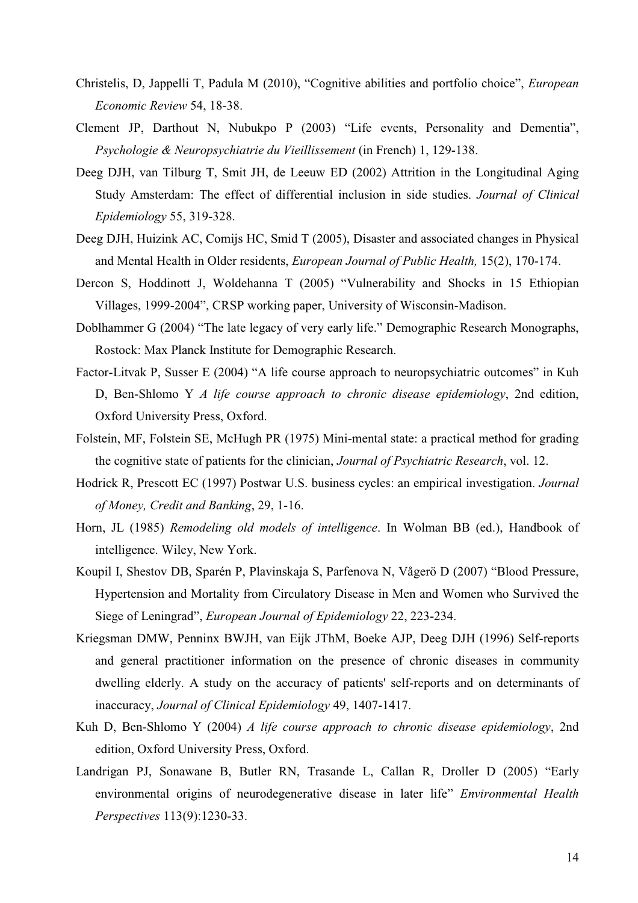Christelis, D, Jappelli T, Padula M (2010), "Cognitive abilities and portfolio choice", *European Economic Review* 54, 18-38.

Clement JP, Darthout N, Nubukpo P (2003) "Life events, Personality and Dementia", *Psychologie & Neuropsychiatrie du Vieillissement* (in French) 1, 129-138.

Deeg DJH, van Tilburg T, Smit JH, de Leeuw ED (2002) Attrition in the Longitudinal Aging Study Amsterdam: The effect of differential inclusion in side studies. *Journal of Clinical Epidemiology* 55, 319-328.

Deeg DJH, Huizink AC, Comijs HC, Smid T (2005), Disaster and associated changes in Physical and Mental Health in Older residents, *European Journal of Public Health,* 15(2), 170-174.

Dercon S, Hoddinott J, Woldehanna T (2005) "Vulnerability and Shocks in 15 Ethiopian Villages, 1999-2004", CRSP working paper, University of Wisconsin-Madison.

Doblhammer G (2004) "The late legacy of very early life." Demographic Research Monographs, Rostock: Max Planck Institute for Demographic Research.

Factor-Litvak P, Susser E (2004) "A life course approach to neuropsychiatric outcomes" in Kuh D, Ben-Shlomo Y *A life course approach to chronic disease epidemiology*, 2nd edition, Oxford University Press, Oxford.

Folstein, MF, Folstein SE, McHugh PR (1975) Mini-mental state: a practical method for grading the cognitive state of patients for the clinician, *Journal of Psychiatric Research*, vol. 12.

Hodrick R, Prescott EC (1997) Postwar U.S. business cycles: an empirical investigation. *Journal of Money, Credit and Banking*, 29, 1-16.

Horn, JL (1985) *Remodeling old models of intelligence*. In Wolman BB (ed.), Handbook of intelligence. Wiley, New York.

Koupil I, Shestov DB, Sparén P, Plavinskaja S, Parfenova N, Vågerö D (2007) "Blood Pressure, Hypertension and Mortality from Circulatory Disease in Men and Women who Survived the Siege of Leningrad", *European Journal of Epidemiology* 22, 223-234.

Kriegsman DMW, Penninx BWJH, van Eijk JThM, Boeke AJP, Deeg DJH (1996) Self-reports and general practitioner information on the presence of chronic diseases in community dwelling elderly. A study on the accuracy of patients' self-reports and on determinants of inaccuracy, *Journal of Clinical Epidemiology* 49, 1407-1417.

Kuh D, Ben-Shlomo Y (2004) *A life course approach to chronic disease epidemiology*, 2nd edition, Oxford University Press, Oxford.

Landrigan PJ, Sonawane B, Butler RN, Trasande L, Callan R, Droller D (2005) "Early environmental origins of neurodegenerative disease in later life" *Environmental Health Perspectives* 113(9):1230-33.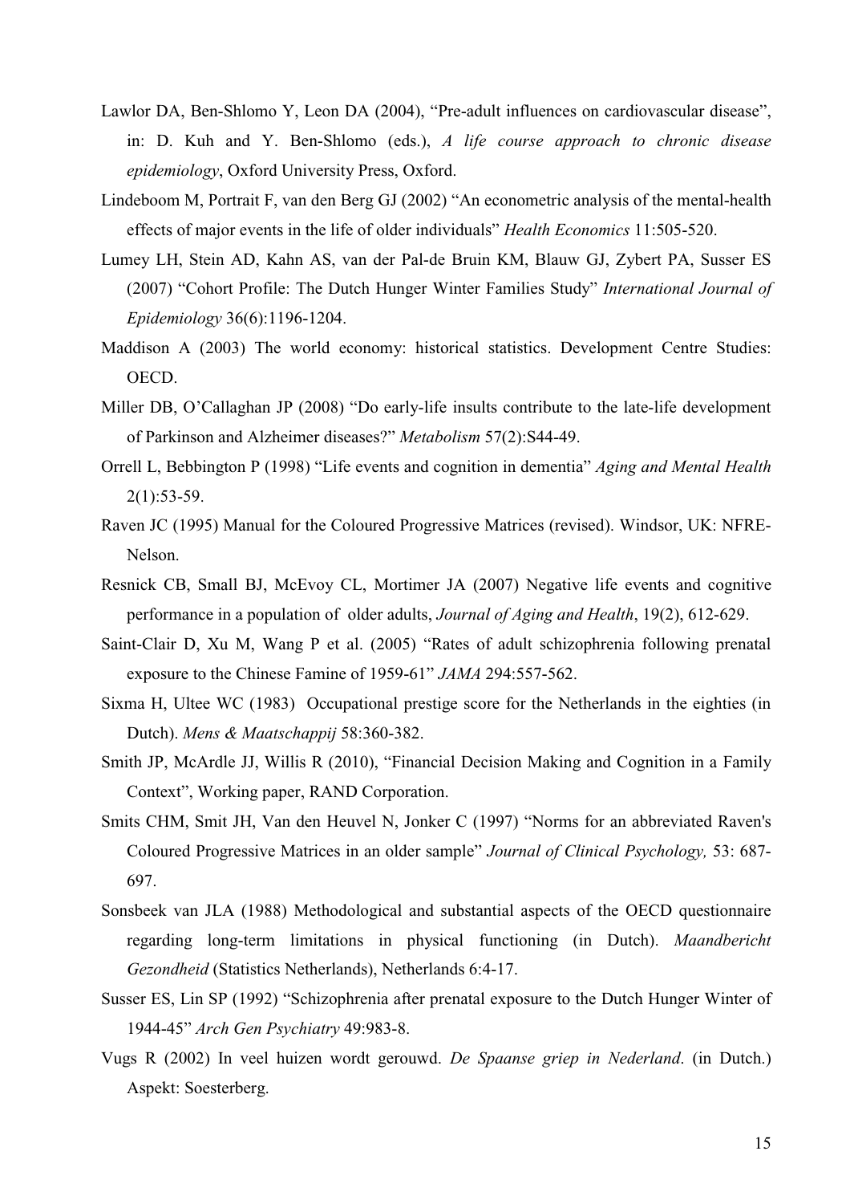Lawlor DA, Ben-Shlomo Y, Leon DA (2004), "Pre-adult influences on cardiovascular disease", in: D. Kuh and Y. Ben-Shlomo (eds.), *A life course approach to chronic disease epidemiology*, Oxford University Press, Oxford.

Lindeboom M, Portrait F, van den Berg GJ (2002) "An econometric analysis of the mental-health effects of major events in the life of older individuals" *Health Economics* 11:505-520.

Lumey LH, Stein AD, Kahn AS, van der Pal-de Bruin KM, Blauw GJ, Zybert PA, Susser ES (2007) "Cohort Profile: The Dutch Hunger Winter Families Study" *International Journal of Epidemiology* 36(6):1196-1204.

Maddison A (2003) The world economy: historical statistics. Development Centre Studies: OECD.

Miller DB, O'Callaghan JP (2008) "Do early-life insults contribute to the late-life development of Parkinson and Alzheimer diseases?" *Metabolism* 57(2):S44-49.

Orrell L, Bebbington P (1998) "Life events and cognition in dementia" *Aging and Mental Health* 2(1):53-59.

Raven JC (1995) Manual for the Coloured Progressive Matrices (revised). Windsor, UK: NFRE-Nelson.

Resnick CB, Small BJ, McEvoy CL, Mortimer JA (2007) Negative life events and cognitive performance in a population of older adults, *Journal of Aging and Health*, 19(2), 612-629.

Saint-Clair D, Xu M, Wang P et al. (2005) "Rates of adult schizophrenia following prenatal exposure to the Chinese Famine of 1959-61" *JAMA* 294:557-562.

Sixma H, Ultee WC (1983) Occupational prestige score for the Netherlands in the eighties (in Dutch). *Mens & Maatschappij* 58:360-382.

Smith JP, McArdle JJ, Willis R (2010), "Financial Decision Making and Cognition in a Family Context", Working paper, RAND Corporation.

Smits CHM, Smit JH, Van den Heuvel N, Jonker C (1997) "Norms for an abbreviated Raven's Coloured Progressive Matrices in an older sample" *Journal of Clinical Psychology,* 53: 687-697.

Sonsbeek van JLA (1988) Methodological and substantial aspects of the OECD questionnaire regarding long-term limitations in physical functioning (in Dutch). *Maandbericht Gezondheid* (Statistics Netherlands), Netherlands 6:4-17.

Susser ES, Lin SP (1992) "Schizophrenia after prenatal exposure to the Dutch Hunger Winter of 1944-45" *Arch Gen Psychiatry* 49:983-8.

Vugs R (2002) In veel huizen wordt gerouwd. *De Spaanse griep in Nederland*. (in Dutch.) Aspekt: Soesterberg.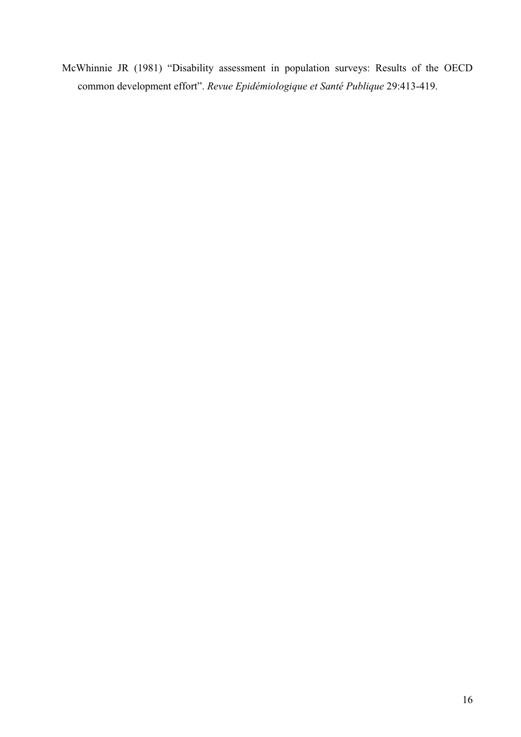McWhinnie JR (1981) "Disability assessment in population surveys: Results of the OECD common development effort". *Revue Epidémiologique et Santé Publique* 29:413-419.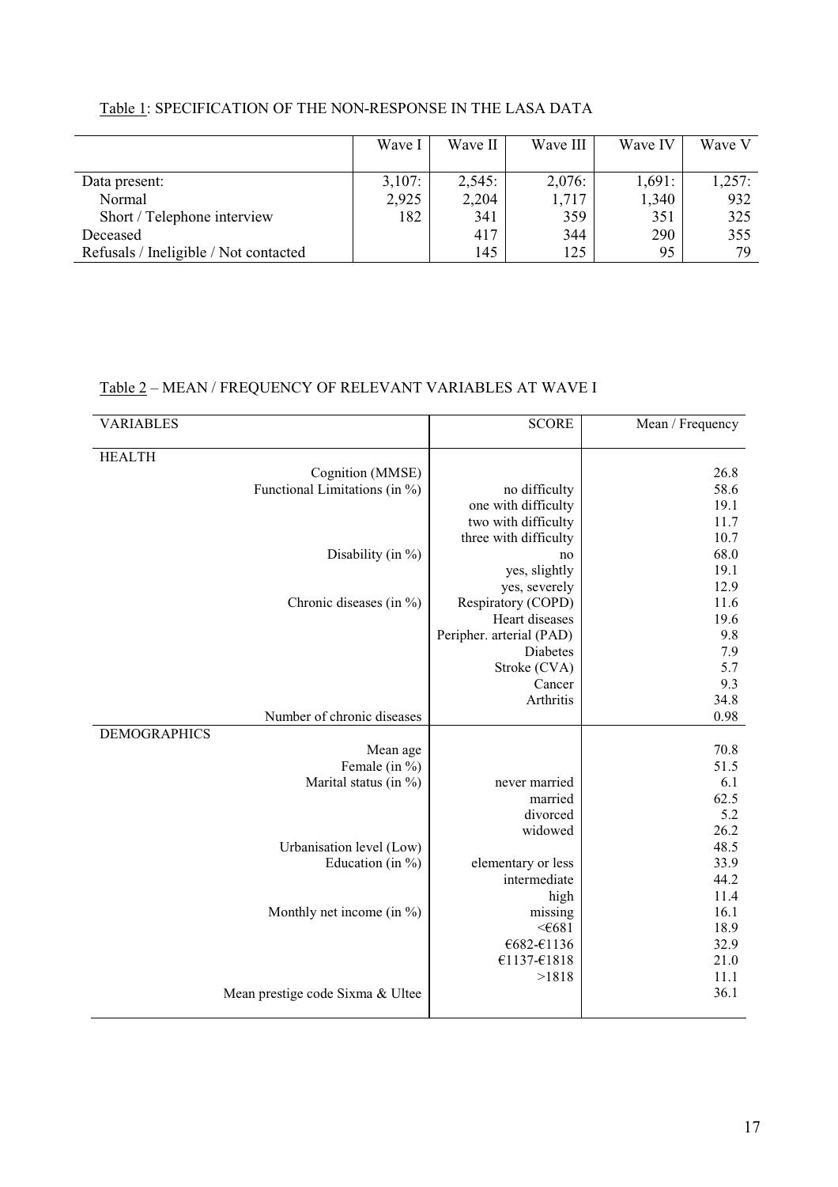Table 1: SPECIFICATION OF THE NON-RESPONSE IN THE LASA DATA

| | Wave I | Wave II | Wave III | Wave IV | Wave V |
|---|---|---|---|---|---|
| Data present: | 3,107: | 2,545: | 2,076: | 1,691: | 1,257: |
| Normal | 2,925 | 2,204 | 1,717 | 1,340 | 932 |
| Short / Telephone interview | 182 | 341 | 359 | 351 | 325 |
| Deceased | | 417 | 344 | 290 | 355 |
| Refusals / Ineligible / Not contacted | | 145 | 125 | 95 | 79 |

Table 2 – MEAN / FREQUENCY OF RELEVANT VARIABLES AT WAVE I

| VARIABLES | SCORE | Mean / Frequency |
|---|---|---|
| HEALTH | | |
| Cognition (MMSE) | | 26.8 |
| Functional Limitations (in %) | no difficulty | 58.6 |
| | one with difficulty | 19.1 |
| | two with difficulty | 11.7 |
| | three with difficulty | 10.7 |
| Disability (in %) | no | 68.0 |
| | yes, slightly | 19.1 |
| | yes, severely | 12.9 |
| Chronic diseases (in %) | Respiratory (COPD) | 11.6 |
| | Heart diseases | 19.6 |
| | Peripher. arterial (PAD) | 9.8 |
| | Diabetes | 7.9 |
| | Stroke (CVA) | 5.7 |
| | Cancer | 9.3 |
| | Arthritis | 34.8 |
| Number of chronic diseases | | 0.98 |
| DEMOGRAPHICS | | |
| Mean age | | 70.8 |
| Female (in %) | | 51.5 |
| Marital status (in %) | never married | 6.1 |
| | married | 62.5 |
| | divorced | 5.2 |
| | widowed | 26.2 |
| Urbanisation level (Low) | | 48.5 |
| Education (in %) | elementary or less | 33.9 |
| | intermediate | 44.2 |
| | high | 11.4 |
| Monthly net income (in %) | missing | 16.1 |
| | <€681 | 18.9 |
| | €682-€1136 | 32.9 |
| | €1137-€1818 | 21.0 |
| | >1818 | 11.1 |
| Mean prestige code Sixma & Ultee | | 36.1 |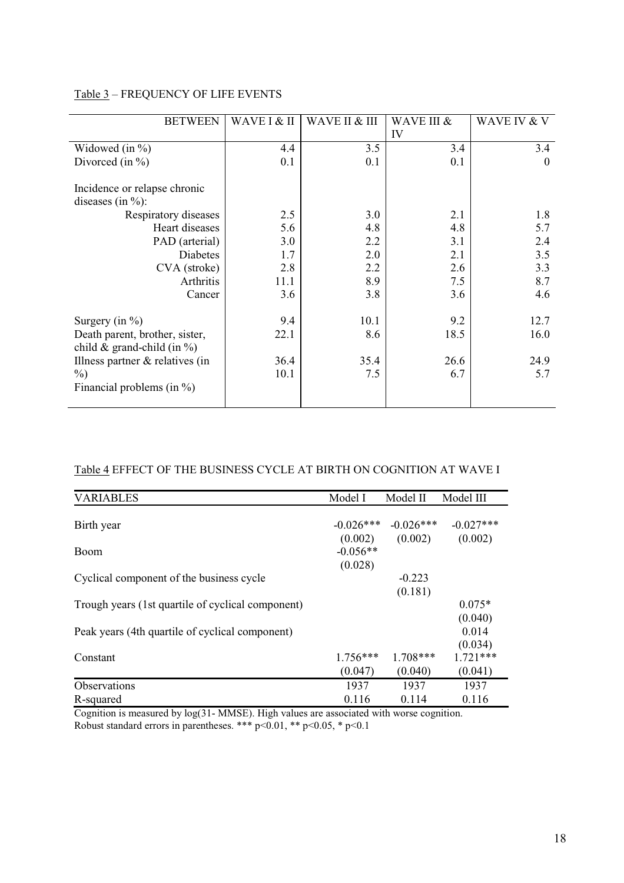Table 3 – FREQUENCY OF LIFE EVENTS

| BETWEEN | WAVE I & II | WAVE II & III | WAVE III & IV | WAVE IV & V |
|---|---|---|---|---|
| Widowed (in %) | 4.4 | 3.5 | 3.4 | 3.4 |
| Divorced (in %) | 0.1 | 0.1 | 0.1 | 0 |
| Incidence or relapse chronic diseases (in %): | | | | |
| Respiratory diseases | 2.5 | 3.0 | 2.1 | 1.8 |
| Heart diseases | 5.6 | 4.8 | 4.8 | 5.7 |
| PAD (arterial) | 3.0 | 2.2 | 3.1 | 2.4 |
| Diabetes | 1.7 | 2.0 | 2.1 | 3.5 |
| CVA (stroke) | 2.8 | 2.2 | 2.6 | 3.3 |
| Arthritis | 11.1 | 8.9 | 7.5 | 8.7 |
| Cancer | 3.6 | 3.8 | 3.6 | 4.6 |
| Surgery (in %) | 9.4 | 10.1 | 9.2 | 12.7 |
| Death parent, brother, sister, child & grand-child (in %) | 22.1 | 8.6 | 18.5 | 16.0 |
| Illness partner & relatives (in %) | 36.4 | 35.4 | 26.6 | 24.9 |
| Financial problems (in %) | 10.1 | 7.5 | 6.7 | 5.7 |

Table 4 EFFECT OF THE BUSINESS CYCLE AT BIRTH ON COGNITION AT WAVE I

| VARIABLES | Model I | Model II | Model III |
|---|---|---|---|
| Birth year | -0.026*** | -0.026*** | -0.027*** |
| | (0.002) | (0.002) | (0.002) |
| Boom | -0.056** | | |
| | (0.028) | | |
| Cyclical component of the business cycle | | -0.223 | |
| | | (0.181) | |
| Trough years (1st quartile of cyclical component) | | | 0.075* |
| | | | (0.040) |
| Peak years (4th quartile of cyclical component) | | | 0.014 |
| | | | (0.034) |
| Constant | 1.756*** | 1.708*** | 1.721*** |
| | (0.047) | (0.040) | (0.041) |
| Observations | 1937 | 1937 | 1937 |
| R-squared | 0.116 | 0.114 | 0.116 |

Cognition is measured by log(31- MMSE). High values are associated with worse cognition.
Robust standard errors in parentheses. *** $p<0.01$, ** $p<0.05$, * $p<0.1$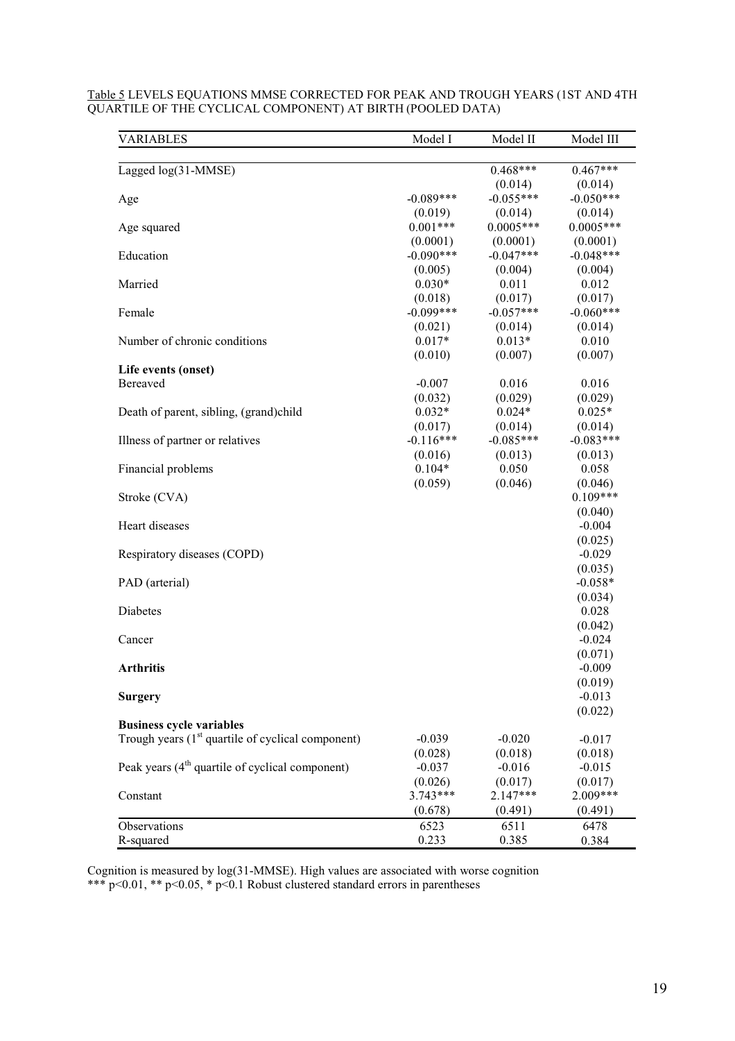Table 5 LEVELS EQUATIONS MMSE CORRECTED FOR PEAK AND TROUGH YEARS (1ST AND 4TH QUARTILE OF THE CYCLICAL COMPONENT) AT BIRTH (POOLED DATA)

| VARIABLES | Model I | Model II | Model III |
|---|---|---|---|
| Lagged log(31-MMSE) | | 0.468*** | 0.467*** |
| | | (0.014) | (0.014) |
| Age | -0.089*** | -0.055*** | -0.050*** |
| | (0.019) | (0.014) | (0.014) |
| Age squared | 0.001*** | 0.0005*** | 0.0005*** |
| | (0.0001) | (0.0001) | (0.0001) |
| Education | -0.090*** | -0.047*** | -0.048*** |
| | (0.005) | (0.004) | (0.004) |
| Married | 0.030* | 0.011 | 0.012 |
| | (0.018) | (0.017) | (0.017) |
| Female | -0.099*** | -0.057*** | -0.060*** |
| | (0.021) | (0.014) | (0.014) |
| Number of chronic conditions | 0.017* | 0.013* | 0.010 |
| | (0.010) | (0.007) | (0.007) |
| **Life events (onset)** | | | |
| Bereaved | -0.007 | 0.016 | 0.016 |
| | (0.032) | (0.029) | (0.029) |
| Death of parent, sibling, (grand)child | 0.032* | 0.024* | 0.025* |
| | (0.017) | (0.014) | (0.014) |
| Illness of partner or relatives | -0.116*** | -0.085*** | -0.083*** |
| | (0.016) | (0.013) | (0.013) |
| Financial problems | 0.104* | 0.050 | 0.058 |
| | (0.059) | (0.046) | (0.046) |
| Stroke (CVA) | | | 0.109*** |
| | | | (0.040) |
| Heart diseases | | | -0.004 |
| | | | (0.025) |
| Respiratory diseases (COPD) | | | -0.029 |
| | | | (0.035) |
| PAD (arterial) | | | -0.058* |
| | | | (0.034) |
| Diabetes | | | 0.028 |
| | | | (0.042) |
| Cancer | | | -0.024 |
| | | | (0.071) |
| **Arthritis** | | | -0.009 |
| | | | (0.019) |
| **Surgery** | | | -0.013 |
| | | | (0.022) |
| **Business cycle variables** | | | |
| Trough years (1st quartile of cyclical component) | -0.039 | -0.020 | -0.017 |
| | (0.028) | (0.018) | (0.018) |
| Peak years (4th quartile of cyclical component) | -0.037 | -0.016 | -0.015 |
| | (0.026) | (0.017) | (0.017) |
| Constant | 3.743*** | 2.147*** | 2.009*** |
| | (0.678) | (0.491) | (0.491) |
| Observations | 6523 | 6511 | 6478 |
| R-squared | 0.233 | 0.385 | 0.384 |

Cognition is measured by log(31-MMSE). High values are associated with worse cognition
*** $p<0.01$, ** $p<0.05$, * $p<0.1$ Robust clustered standard errors in parentheses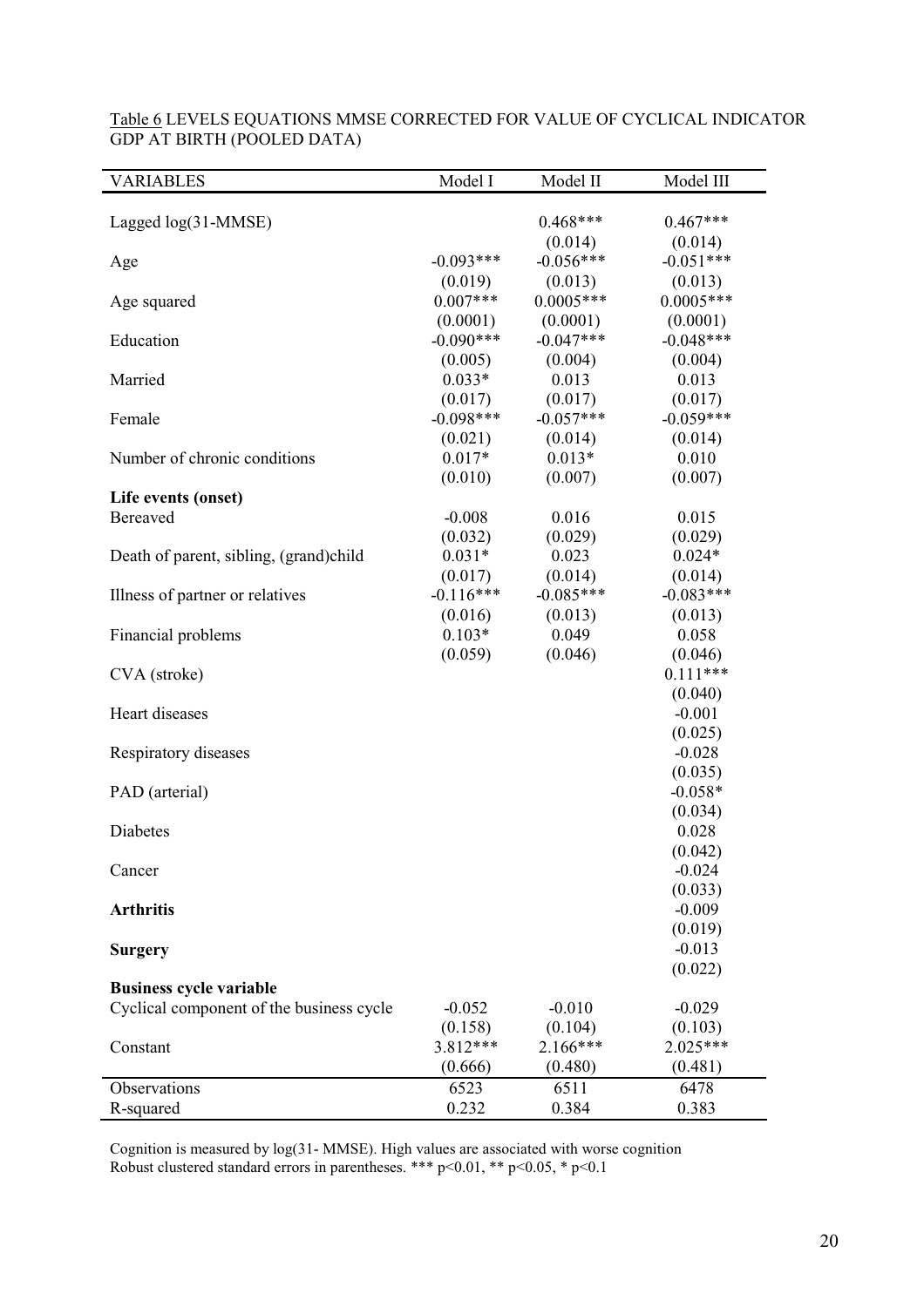Table 6 LEVELS EQUATIONS MMSE CORRECTED FOR VALUE OF CYCLICAL INDICATOR GDP AT BIRTH (POOLED DATA)

| VARIABLES | Model I | Model II | Model III |
|---|---|---|---|
| Lagged log(31-MMSE) | | 0.468*** | 0.467*** |
| | | (0.014) | (0.014) |
| Age | -0.093*** | -0.056*** | -0.051*** |
| | (0.019) | (0.013) | (0.013) |
| Age squared | 0.007*** | 0.0005*** | 0.0005*** |
| | (0.0001) | (0.0001) | (0.0001) |
| Education | -0.090*** | -0.047*** | -0.048*** |
| | (0.005) | (0.004) | (0.004) |
| Married | 0.033* | 0.013 | 0.013 |
| | (0.017) | (0.017) | (0.017) |
| Female | -0.098*** | -0.057*** | -0.059*** |
| | (0.021) | (0.014) | (0.014) |
| Number of chronic conditions | 0.017* | 0.013* | 0.010 |
| | (0.010) | (0.007) | (0.007) |
| **Life events (onset)** | | | |
| Bereaved | -0.008 | 0.016 | 0.015 |
| | (0.032) | (0.029) | (0.029) |
| Death of parent, sibling, (grand)child | 0.031* | 0.023 | 0.024* |
| | (0.017) | (0.014) | (0.014) |
| Illness of partner or relatives | -0.116*** | -0.085*** | -0.083*** |
| | (0.016) | (0.013) | (0.013) |
| Financial problems | 0.103* | 0.049 | 0.058 |
| | (0.059) | (0.046) | (0.046) |
| CVA (stroke) | | | 0.111*** |
| | | | (0.040) |
| Heart diseases | | | -0.001 |
| | | | (0.025) |
| Respiratory diseases | | | -0.028 |
| | | | (0.035) |
| PAD (arterial) | | | -0.058* |
| | | | (0.034) |
| Diabetes | | | 0.028 |
| | | | (0.042) |
| Cancer | | | -0.024 |
| | | | (0.033) |
| **Arthritis** | | | -0.009 |
| | | | (0.019) |
| **Surgery** | | | -0.013 |
| | | | (0.022) |
| **Business cycle variable** | | | |
| Cyclical component of the business cycle | -0.052 | -0.010 | -0.029 |
| | (0.158) | (0.104) | (0.103) |
| Constant | 3.812*** | 2.166*** | 2.025*** |
| | (0.666) | (0.480) | (0.481) |
| Observations | 6523 | 6511 | 6478 |
| R-squared | 0.232 | 0.384 | 0.383 |

Cognition is measured by log(31- MMSE). High values are associated with worse cognition
Robust clustered standard errors in parentheses. *** $p<0.01$, ** $p<0.05$, * $p<0.1$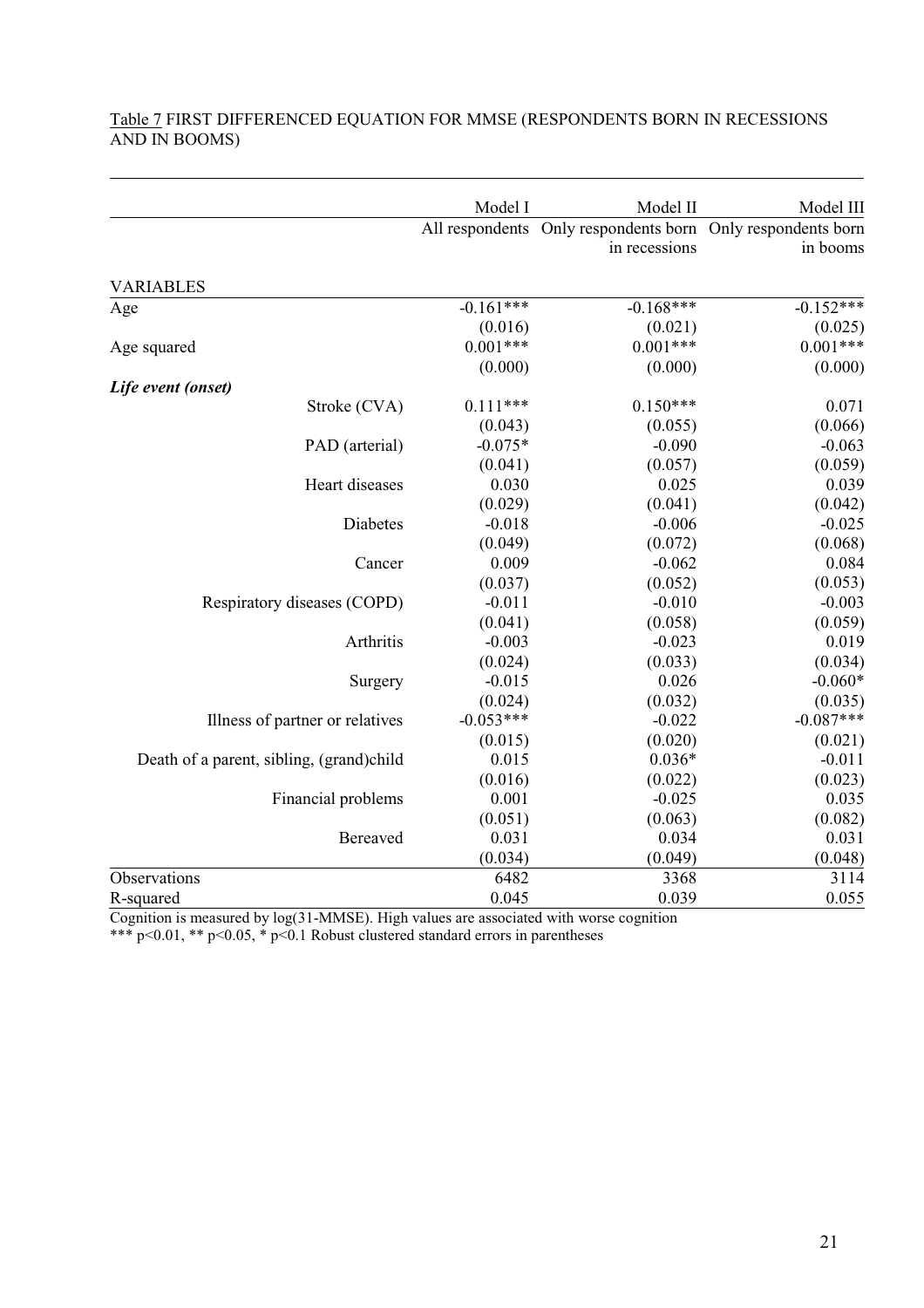Table 7 FIRST DIFFERENCED EQUATION FOR MMSE (RESPONDENTS BORN IN RECESSIONS AND IN BOOMS)

| | Model I | Model II | Model III |
|---|---|---|---|
| | All respondents | Only respondents born in recessions | Only respondents born in booms |
| VARIABLES | | | |
| Age | -0.161*** | -0.168*** | -0.152*** |
| | (0.016) | (0.021) | (0.025) |
| Age squared | 0.001*** | 0.001*** | 0.001*** |
| | (0.000) | (0.000) | (0.000) |
| ***Life event (onset)*** | | | |
| Stroke (CVA) | 0.111*** | 0.150*** | 0.071 |
| | (0.043) | (0.055) | (0.066) |
| PAD (arterial) | -0.075* | -0.090 | -0.063 |
| | (0.041) | (0.057) | (0.059) |
| Heart diseases | 0.030 | 0.025 | 0.039 |
| | (0.029) | (0.041) | (0.042) |
| Diabetes | -0.018 | -0.006 | -0.025 |
| | (0.049) | (0.072) | (0.068) |
| Cancer | 0.009 | -0.062 | 0.084 |
| | (0.037) | (0.052) | (0.053) |
| Respiratory diseases (COPD) | -0.011 | -0.010 | -0.003 |
| | (0.041) | (0.058) | (0.059) |
| Arthritis | -0.003 | -0.023 | 0.019 |
| | (0.024) | (0.033) | (0.034) |
| Surgery | -0.015 | 0.026 | -0.060* |
| | (0.024) | (0.032) | (0.035) |
| Illness of partner or relatives | -0.053*** | -0.022 | -0.087*** |
| | (0.015) | (0.020) | (0.021) |
| Death of a parent, sibling, (grand)child | 0.015 | 0.036* | -0.011 |
| | (0.016) | (0.022) | (0.023) |
| Financial problems | 0.001 | -0.025 | 0.035 |
| | (0.051) | (0.063) | (0.082) |
| Bereaved | 0.031 | 0.034 | 0.031 |
| | (0.034) | (0.049) | (0.048) |
| Observations | 6482 | 3368 | 3114 |
| R-squared | 0.045 | 0.039 | 0.055 |

Cognition is measured by log(31-MMSE). High values are associated with worse cognition

*** $p<0.01$, ** $p<0.05$, * $p<0.1$ Robust clustered standard errors in parentheses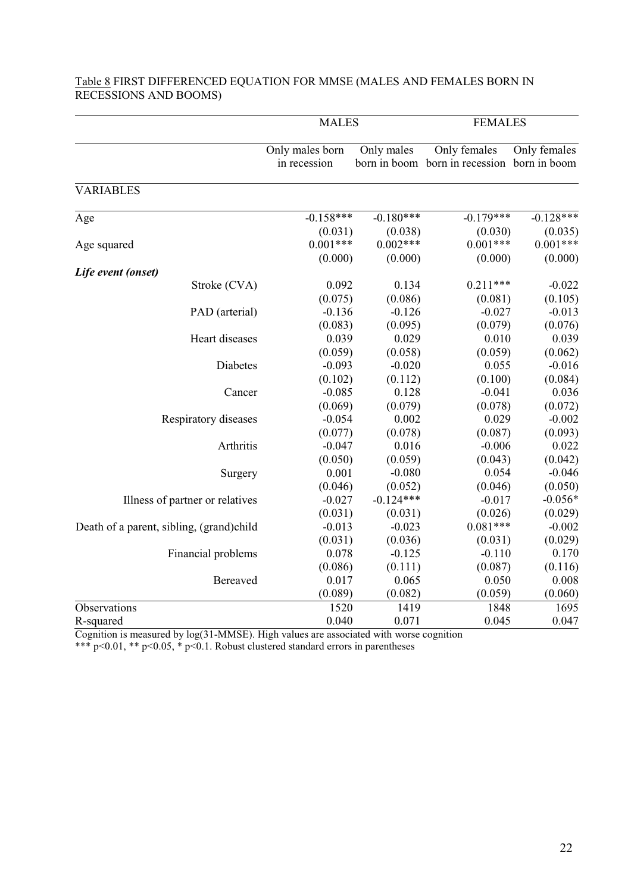Table 8 FIRST DIFFERENCED EQUATION FOR MMSE (MALES AND FEMALES BORN IN RECESSIONS AND BOOMS)

| | MALES | | FEMALES | |
|---|---|---|---|---|
| | Only males born in recession | Only males born in boom | Only females born in recession | Only females born in boom |
| VARIABLES | | | | |
| Age | -0.158*** | -0.180*** | -0.179*** | -0.128*** |
| | (0.031) | (0.038) | (0.030) | (0.035) |
| Age squared | 0.001*** | 0.002*** | 0.001*** | 0.001*** |
| | (0.000) | (0.000) | (0.000) | (0.000) |
| ***Life event (onset)*** | | | | |
| Stroke (CVA) | 0.092 | 0.134 | 0.211*** | -0.022 |
| | (0.075) | (0.086) | (0.081) | (0.105) |
| PAD (arterial) | -0.136 | -0.126 | -0.027 | -0.013 |
| | (0.083) | (0.095) | (0.079) | (0.076) |
| Heart diseases | 0.039 | 0.029 | 0.010 | 0.039 |
| | (0.059) | (0.058) | (0.059) | (0.062) |
| Diabetes | -0.093 | -0.020 | 0.055 | -0.016 |
| | (0.102) | (0.112) | (0.100) | (0.084) |
| Cancer | -0.085 | 0.128 | -0.041 | 0.036 |
| | (0.069) | (0.079) | (0.078) | (0.072) |
| Respiratory diseases | -0.054 | 0.002 | 0.029 | -0.002 |
| | (0.077) | (0.078) | (0.087) | (0.093) |
| Arthritis | -0.047 | 0.016 | -0.006 | 0.022 |
| | (0.050) | (0.059) | (0.043) | (0.042) |
| Surgery | 0.001 | -0.080 | 0.054 | -0.046 |
| | (0.046) | (0.052) | (0.046) | (0.050) |
| Illness of partner or relatives | -0.027 | -0.124*** | -0.017 | -0.056* |
| | (0.031) | (0.031) | (0.026) | (0.029) |
| Death of a parent, sibling, (grand)child | -0.013 | -0.023 | 0.081*** | -0.002 |
| | (0.031) | (0.036) | (0.031) | (0.029) |
| Financial problems | 0.078 | -0.125 | -0.110 | 0.170 |
| | (0.086) | (0.111) | (0.087) | (0.116) |
| Bereaved | 0.017 | 0.065 | 0.050 | 0.008 |
| | (0.089) | (0.082) | (0.059) | (0.060) |
| Observations | 1520 | 1419 | 1848 | 1695 |
| R-squared | 0.040 | 0.071 | 0.045 | 0.047 |

Cognition is measured by log(31-MMSE). High values are associated with worse cognition

*** $p<0.01$, ** $p<0.05$, * $p<0.1$. Robust clustered standard errors in parentheses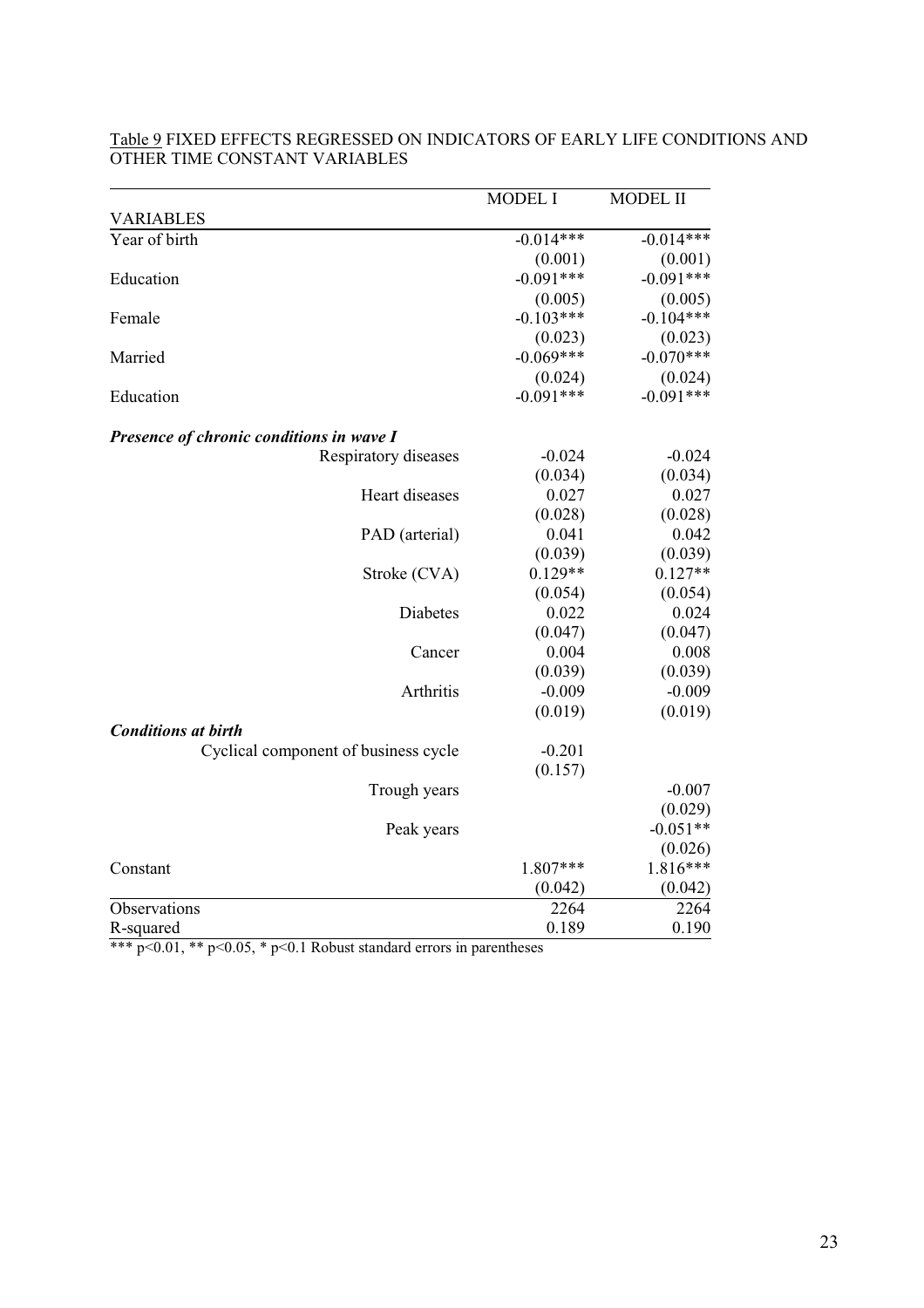Table 9 FIXED EFFECTS REGRESSED ON INDICATORS OF EARLY LIFE CONDITIONS AND OTHER TIME CONSTANT VARIABLES

| VARIABLES | MODEL I | MODEL II |
|---|---|---|
| Year of birth | -0.014*** | -0.014*** |
| | (0.001) | (0.001) |
| Education | -0.091*** | -0.091*** |
| | (0.005) | (0.005) |
| Female | -0.103*** | -0.104*** |
| | (0.023) | (0.023) |
| Married | -0.069*** | -0.070*** |
| | (0.024) | (0.024) |
| Education | -0.091*** | -0.091*** |
| ***Presence of chronic conditions in wave I*** | | |
| Respiratory diseases | -0.024 | -0.024 |
| | (0.034) | (0.034) |
| Heart diseases | 0.027 | 0.027 |
| | (0.028) | (0.028) |
| PAD (arterial) | 0.041 | 0.042 |
| | (0.039) | (0.039) |
| Stroke (CVA) | 0.129** | 0.127** |
| | (0.054) | (0.054) |
| Diabetes | 0.022 | 0.024 |
| | (0.047) | (0.047) |
| Cancer | 0.004 | 0.008 |
| | (0.039) | (0.039) |
| Arthritis | -0.009 | -0.009 |
| | (0.019) | (0.019) |
| ***Conditions at birth*** | | |
| Cyclical component of business cycle | -0.201 | |
| | (0.157) | |
| Trough years | | -0.007 |
| | | (0.029) |
| Peak years | | -0.051** |
| | | (0.026) |
| Constant | 1.807*** | 1.816*** |
| | (0.042) | (0.042) |
| Observations | 2264 | 2264 |
| R-squared | 0.189 | 0.190 |

*** $p<0.01$, ** $p<0.05$, * $p<0.1$ Robust standard errors in parentheses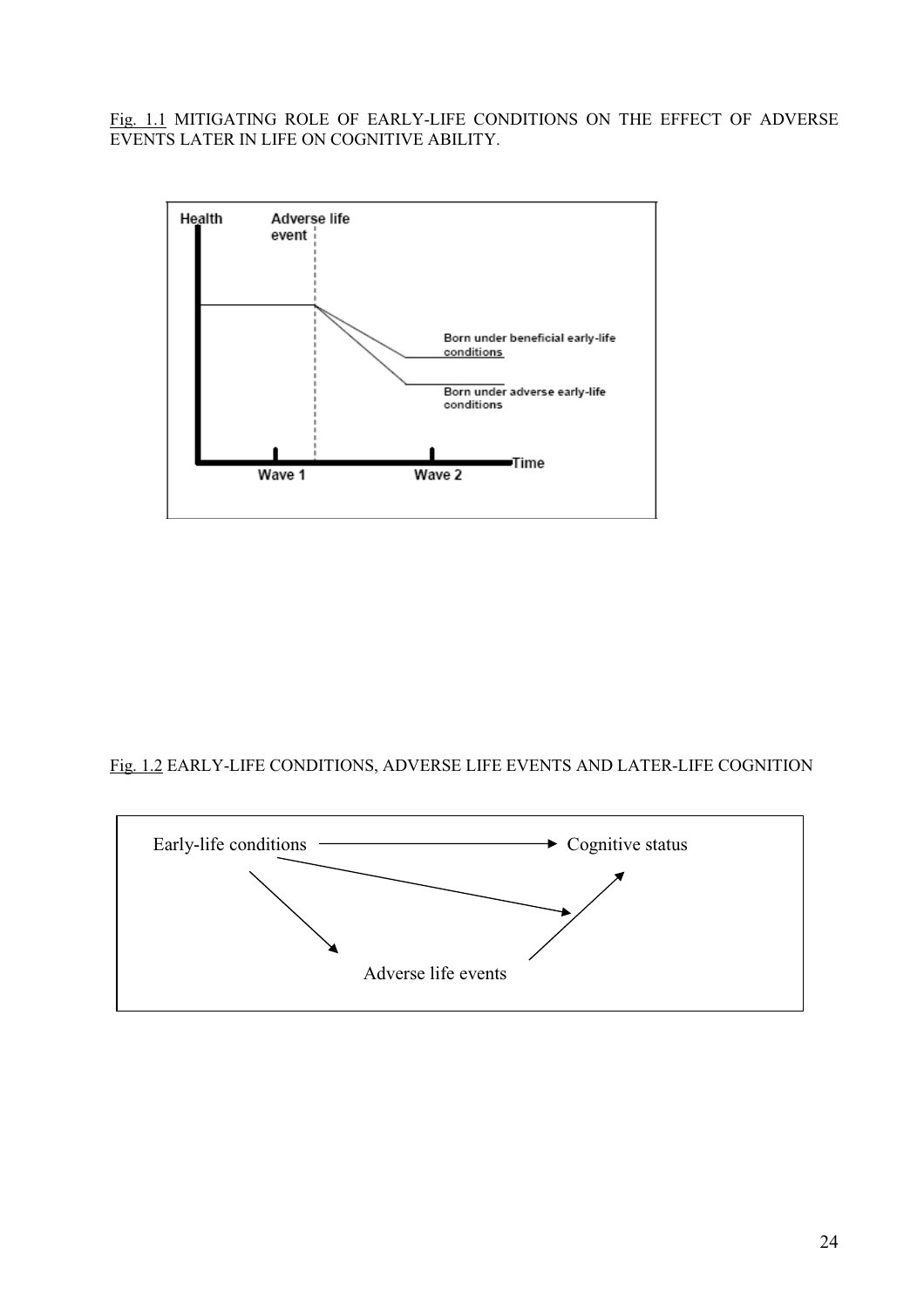Fig. 1.1 MITIGATING ROLE OF EARLY-LIFE CONDITIONS ON THE EFFECT OF ADVERSE EVENTS LATER IN LIFE ON COGNITIVE ABILITY.

Health

Adverse life event

Born under beneficial early-life conditions

Born under adverse early-life conditions

Wave 1

Wave 2

Time

Fig. 1.2 EARLY-LIFE CONDITIONS, ADVERSE LIFE EVENTS AND LATER-LIFE COGNITION

Early-life conditions

Cognitive status

Adverse life events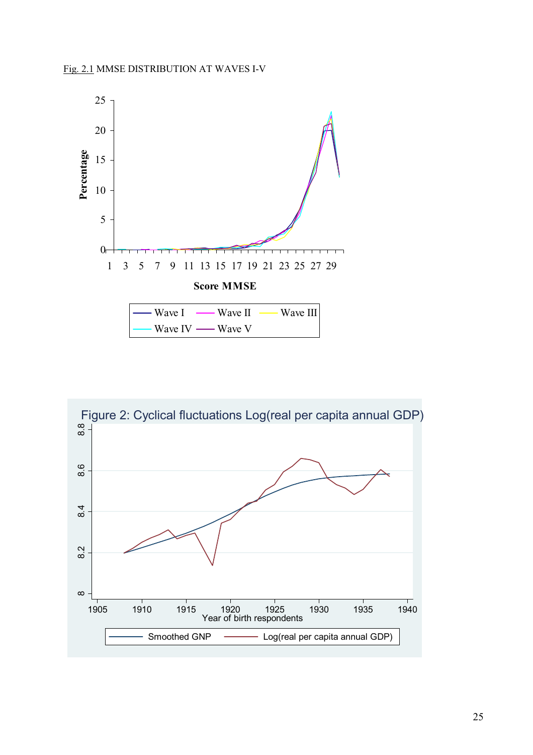Fig. 2.1 MMSE DISTRIBUTION AT WAVES I-V

Figure 2: Cyclical fluctuations Log(real per capita annual GDP)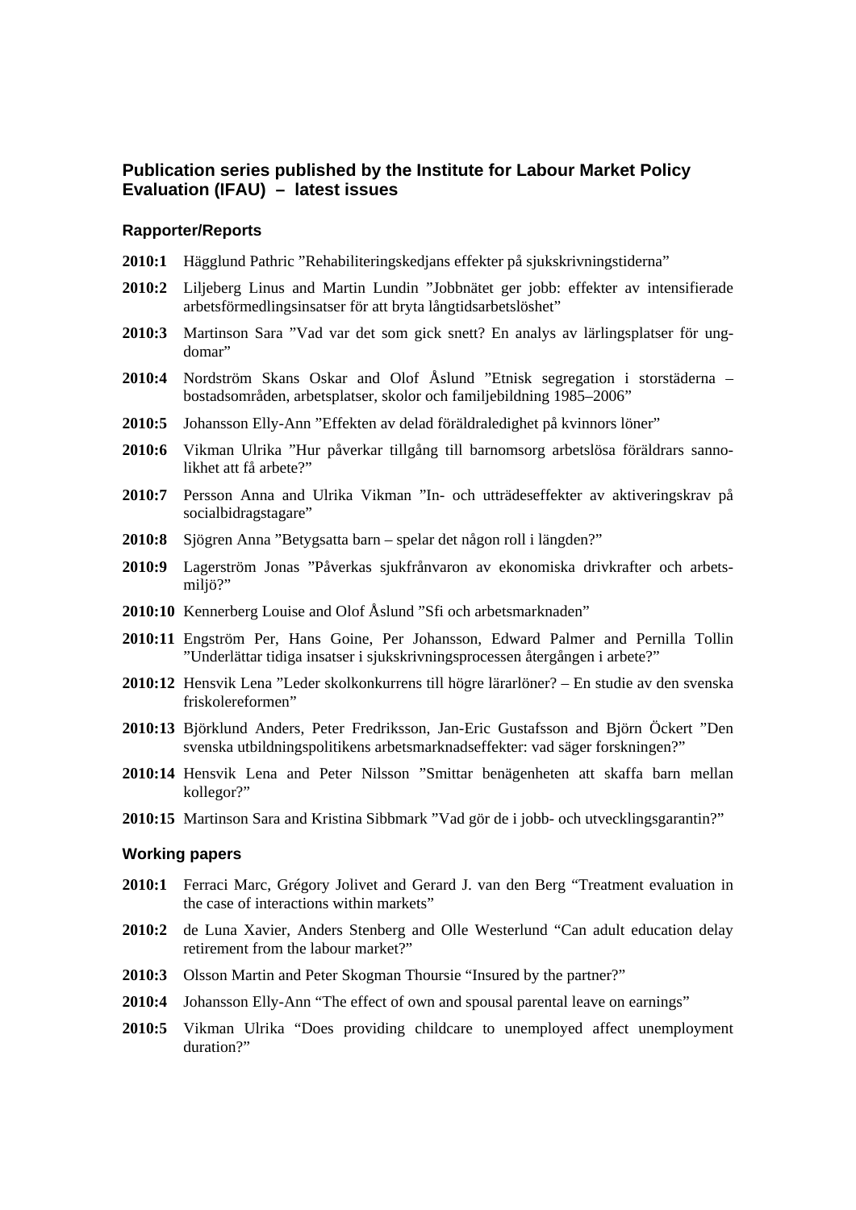## Publication series published by the Institute for Labour Market Policy Evaluation (IFAU) – latest issues

### Rapporter/Reports

**2010:1** Hägglund Pathric ”Rehabiliteringskedjans effekter på sjukskrivningstiderna”

**2010:2** Liljeberg Linus and Martin Lundin ”Jobbnätet ger jobb: effekter av intensifierade arbetsförmedlingsinsatser för att bryta långtidsarbetslöshet”

**2010:3** Martinson Sara ”Vad var det som gick snett? En analys av lärlingsplatser för ungdomar”

**2010:4** Nordström Skans Oskar and Olof Åslund ”Etnisk segregation i storstäderna – bostadsområden, arbetsplatser, skolor och familjebildning 1985–2006”

**2010:5** Johansson Elly-Ann ”Effekten av delad föräldraledighet på kvinnors löner”

**2010:6** Vikman Ulrika ”Hur påverkar tillgång till barnomsorg arbetslösa föräldrars sannolikhet att få arbete?”

**2010:7** Persson Anna and Ulrika Vikman ”In- och utträdeseffekter av aktiveringskrav på socialbidragstagare”

**2010:8** Sjögren Anna ”Betygsatta barn – spelar det någon roll i längden?”

**2010:9** Lagerström Jonas ”Påverkas sjukfrånvaron av ekonomiska drivkrafter och arbetsmiljö?”

**2010:10** Kennerberg Louise and Olof Åslund ”Sfi och arbetsmarknaden”

**2010:11** Engström Per, Hans Goine, Per Johansson, Edward Palmer and Pernilla Tollin ”Underlättar tidiga insatser i sjukskrivningsprocessen återgången i arbete?”

**2010:12** Hensvik Lena ”Leder skolkonkurrens till högre lärarlöner? – En studie av den svenska friskolereformen”

**2010:13** Björklund Anders, Peter Fredriksson, Jan-Eric Gustafsson and Björn Öckert ”Den svenska utbildningspolitikens arbetsmarknadseffekter: vad säger forskningen?”

**2010:14** Hensvik Lena and Peter Nilsson ”Smittar benägenheten att skaffa barn mellan kollegor?”

**2010:15** Martinson Sara and Kristina Sibbmark ”Vad gör de i jobb- och utvecklingsgarantin?”

### Working papers

**2010:1** Ferraci Marc, Grégory Jolivet and Gerard J. van den Berg “Treatment evaluation in the case of interactions within markets”

**2010:2** de Luna Xavier, Anders Stenberg and Olle Westerlund “Can adult education delay retirement from the labour market?”

**2010:3** Olsson Martin and Peter Skogman Thoursie “Insured by the partner?”

**2010:4** Johansson Elly-Ann “The effect of own and spousal parental leave on earnings”

**2010:5** Vikman Ulrika “Does providing childcare to unemployed affect unemployment duration?”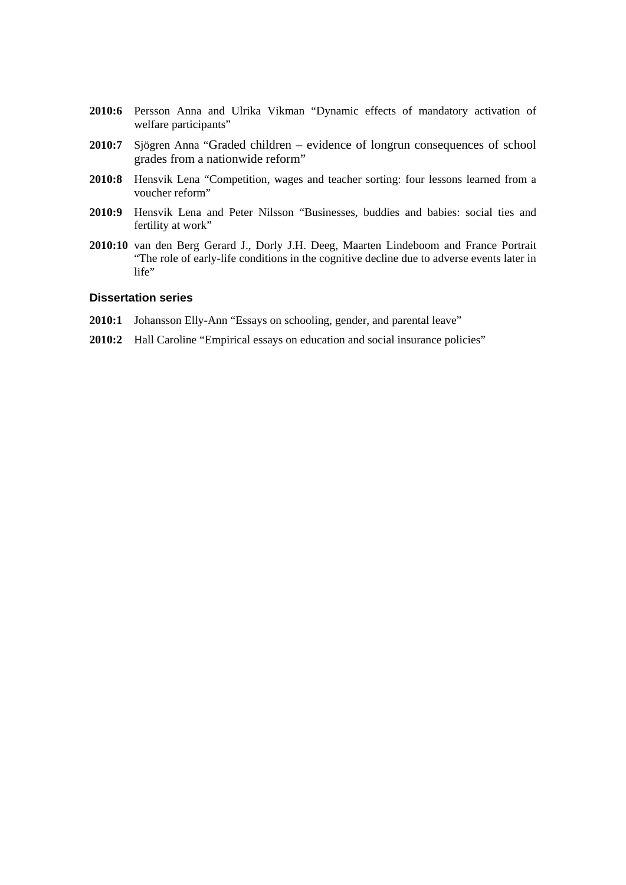**2010:6** Persson Anna and Ulrika Vikman "Dynamic effects of mandatory activation of welfare participants"

**2010:7** Sjögren Anna "Graded children – evidence of longrun consequences of school grades from a nationwide reform"

**2010:8** Hensvik Lena "Competition, wages and teacher sorting: four lessons learned from a voucher reform"

**2010:9** Hensvik Lena and Peter Nilsson "Businesses, buddies and babies: social ties and fertility at work"

**2010:10** van den Berg Gerard J., Dorly J.H. Deeg, Maarten Lindeboom and France Portrait "The role of early-life conditions in the cognitive decline due to adverse events later in life"

### Dissertation series

**2010:1** Johansson Elly-Ann "Essays on schooling, gender, and parental leave"

**2010:2** Hall Caroline "Empirical essays on education and social insurance policies"